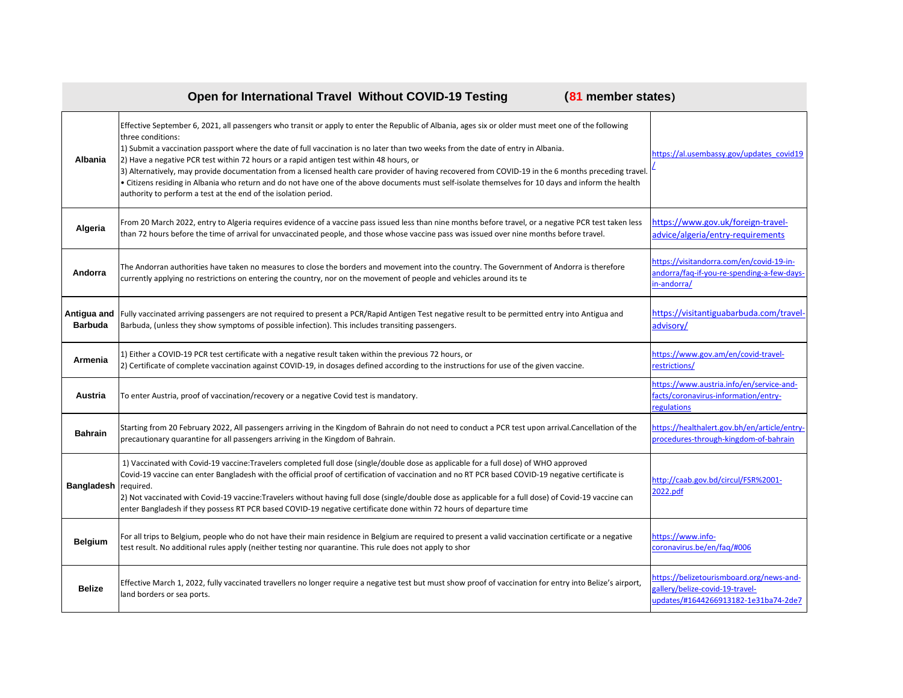## Open for International Travel Without COVID-19 Testing (81 member states)

| | | |
|---|---|---|
| **Albania** | Effective September 6, 2021, all passengers who transit or apply to enter the Republic of Albania, ages six or older must meet one of the following three conditions:<br>1) Submit a vaccination passport where the date of full vaccination is no later than two weeks from the date of entry in Albania.<br>2) Have a negative PCR test within 72 hours or a rapid antigen test within 48 hours, or<br>3) Alternatively, may provide documentation from a licensed health care provider of having recovered from COVID-19 in the 6 months preceding travel.<br>• Citizens residing in Albania who return and do not have one of the above documents must self-isolate themselves for 10 days and inform the health authority to perform a test at the end of the isolation period. | https://al.usembassy.gov/updates_covid19/ |
| **Algeria** | From 20 March 2022, entry to Algeria requires evidence of a vaccine pass issued less than nine months before travel, or a negative PCR test taken less than 72 hours before the time of arrival for unvaccinated people, and those whose vaccine pass was issued over nine months before travel. | https://www.gov.uk/foreign-travel-advice/algeria/entry-requirements |
| **Andorra** | The Andorran authorities have taken no measures to close the borders and movement into the country. The Government of Andorra is therefore currently applying no restrictions on entering the country, nor on the movement of people and vehicles around its te | https://visitandorra.com/en/covid-19-in-andorra/faq-if-you-re-spending-a-few-days-in-andorra/ |
| **Antigua and Barbuda** | Fully vaccinated arriving passengers are not required to present a PCR/Rapid Antigen Test negative result to be permitted entry into Antigua and Barbuda, (unless they show symptoms of possible infection). This includes transiting passengers. | https://visitantiguabarbuda.com/travel-advisory/ |
| **Armenia** | 1) Either a COVID-19 PCR test certificate with a negative result taken within the previous 72 hours, or<br>2) Certificate of complete vaccination against COVID-19, in dosages defined according to the instructions for use of the given vaccine. | https://www.gov.am/en/covid-travel-restrictions/ |
| **Austria** | To enter Austria, proof of vaccination/recovery or a negative Covid test is mandatory. | https://www.austria.info/en/service-and-facts/coronavirus-information/entry-regulations |
| **Bahrain** | Starting from 20 February 2022, All passengers arriving in the Kingdom of Bahrain do not need to conduct a PCR test upon arrival.Cancellation of the precautionary quarantine for all passengers arriving in the Kingdom of Bahrain. | https://healthalert.gov.bh/en/article/entry-procedures-through-kingdom-of-bahrain |
| **Bangladesh** | 1) Vaccinated with Covid-19 vaccine:Travelers completed full dose (single/double dose as applicable for a full dose) of WHO approved Covid-19 vaccine can enter Bangladesh with the official proof of certification of vaccination and no RT PCR based COVID-19 negative certificate is required.<br>2) Not vaccinated with Covid-19 vaccine:Travelers without having full dose (single/double dose as applicable for a full dose) of Covid-19 vaccine can enter Bangladesh if they possess RT PCR based COVID-19 negative certificate done within 72 hours of departure time | http://caab.gov.bd/circul/FSR%2001-2022.pdf |
| **Belgium** | For all trips to Belgium, people who do not have their main residence in Belgium are required to present a valid vaccination certificate or a negative test result. No additional rules apply (neither testing nor quarantine. This rule does not apply to shor | https://www.info-coronavirus.be/en/faq/#006 |
| **Belize** | Effective March 1, 2022, fully vaccinated travellers no longer require a negative test but must show proof of vaccination for entry into Belize's airport, land borders or sea ports. | https://belizetourismboard.org/news-and-gallery/belize-covid-19-travel-updates/#1644266913182-1e31ba74-2de7 |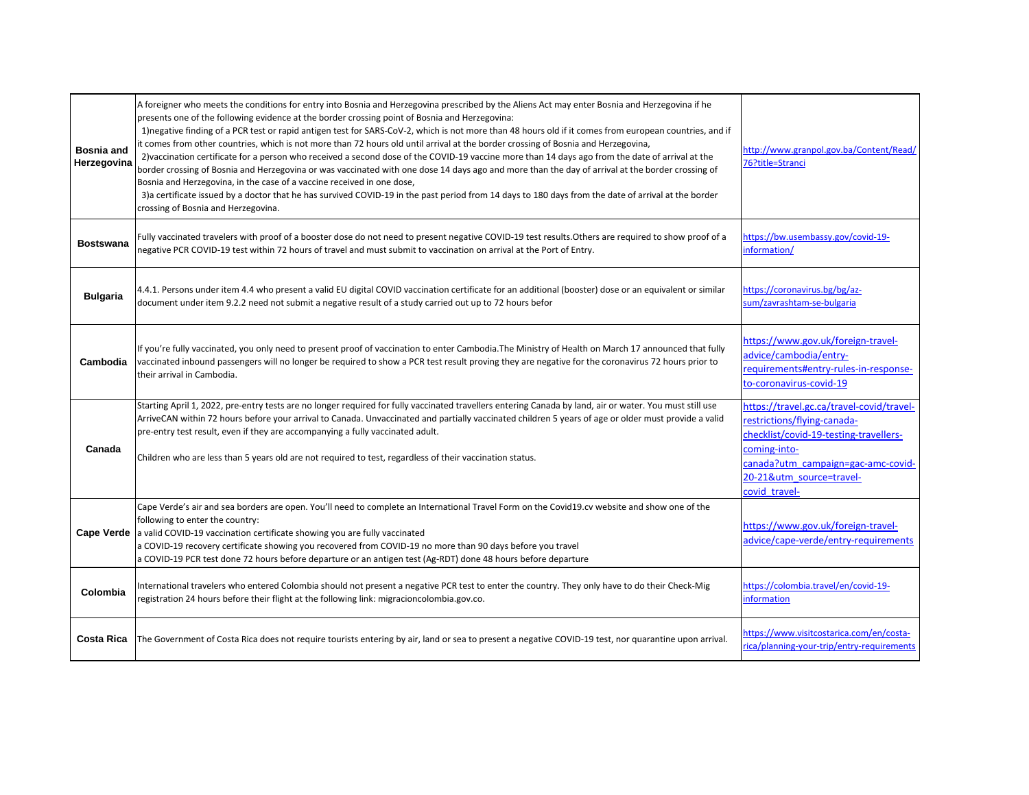| | | |
|---|---|---|
| **Bosnia and Herzegovina** | A foreigner who meets the conditions for entry into Bosnia and Herzegovina prescribed by the Aliens Act may enter Bosnia and Herzegovina if he presents one of the following evidence at the border crossing point of Bosnia and Herzegovina:<br>1)negative finding of a PCR test or rapid antigen test for SARS-CoV-2, which is not more than 48 hours old if it comes from european countries, and if it comes from other countries, which is not more than 72 hours old until arrival at the border crossing of Bosnia and Herzegovina,<br>2)vaccination certificate for a person who received a second dose of the COVID-19 vaccine more than 14 days ago from the date of arrival at the border crossing of Bosnia and Herzegovina or was vaccinated with one dose 14 days ago and more than the day of arrival at the border crossing of Bosnia and Herzegovina, in the case of a vaccine received in one dose,<br>3)a certificate issued by a doctor that he has survived COVID-19 in the past period from 14 days to 180 days from the date of arrival at the border crossing of Bosnia and Herzegovina. | http://www.granpol.gov.ba/Content/Read/76?title=Stranci |
| **Bostswana** | Fully vaccinated travelers with proof of a booster dose do not need to present negative COVID-19 test results.Others are required to show proof of a negative PCR COVID-19 test within 72 hours of travel and must submit to vaccination on arrival at the Port of Entry. | https://bw.usembassy.gov/covid-19-information/ |
| **Bulgaria** | 4.4.1. Persons under item 4.4 who present a valid EU digital COVID vaccination certificate for an additional (booster) dose or an equivalent or similar document under item 9.2.2 need not submit a negative result of a study carried out up to 72 hours befor | https://coronavirus.bg/bg/az-sum/zavrashtam-se-bulgaria |
| **Cambodia** | If you're fully vaccinated, you only need to present proof of vaccination to enter Cambodia.The Ministry of Health on March 17 announced that fully vaccinated inbound passengers will no longer be required to show a PCR test result proving they are negative for the coronavirus 72 hours prior to their arrival in Cambodia. | https://www.gov.uk/foreign-travel-advice/cambodia/entry-requirements#entry-rules-in-response-to-coronavirus-covid-19 |
| **Canada** | Starting April 1, 2022, pre-entry tests are no longer required for fully vaccinated travellers entering Canada by land, air or water. You must still use ArriveCAN within 72 hours before your arrival to Canada. Unvaccinated and partially vaccinated children 5 years of age or older must provide a valid pre-entry test result, even if they are accompanying a fully vaccinated adult.<br><br>Children who are less than 5 years old are not required to test, regardless of their vaccination status. | https://travel.gc.ca/travel-covid/travel-restrictions/flying-canada-checklist/covid-19-testing-travellers-coming-into-canada?utm_campaign=gac-amc-covid-20-21&utm_source=travel-covid_travel- |
| **Cape Verde** | Cape Verde's air and sea borders are open. You'll need to complete an International Travel Form on the Covid19.cv website and show one of the following to enter the country:<br>a valid COVID-19 vaccination certificate showing you are fully vaccinated<br>a COVID-19 recovery certificate showing you recovered from COVID-19 no more than 90 days before you travel<br>a COVID-19 PCR test done 72 hours before departure or an antigen test (Ag-RDT) done 48 hours before departure | https://www.gov.uk/foreign-travel-advice/cape-verde/entry-requirements |
| **Colombia** | International travelers who entered Colombia should not present a negative PCR test to enter the country. They only have to do their Check-Mig registration 24 hours before their flight at the following link: migracioncolombia.gov.co. | https://colombia.travel/en/covid-19-information |
| **Costa Rica** | The Government of Costa Rica does not require tourists entering by air, land or sea to present a negative COVID-19 test, nor quarantine upon arrival. | https://www.visitcostarica.com/en/costa-rica/planning-your-trip/entry-requirements |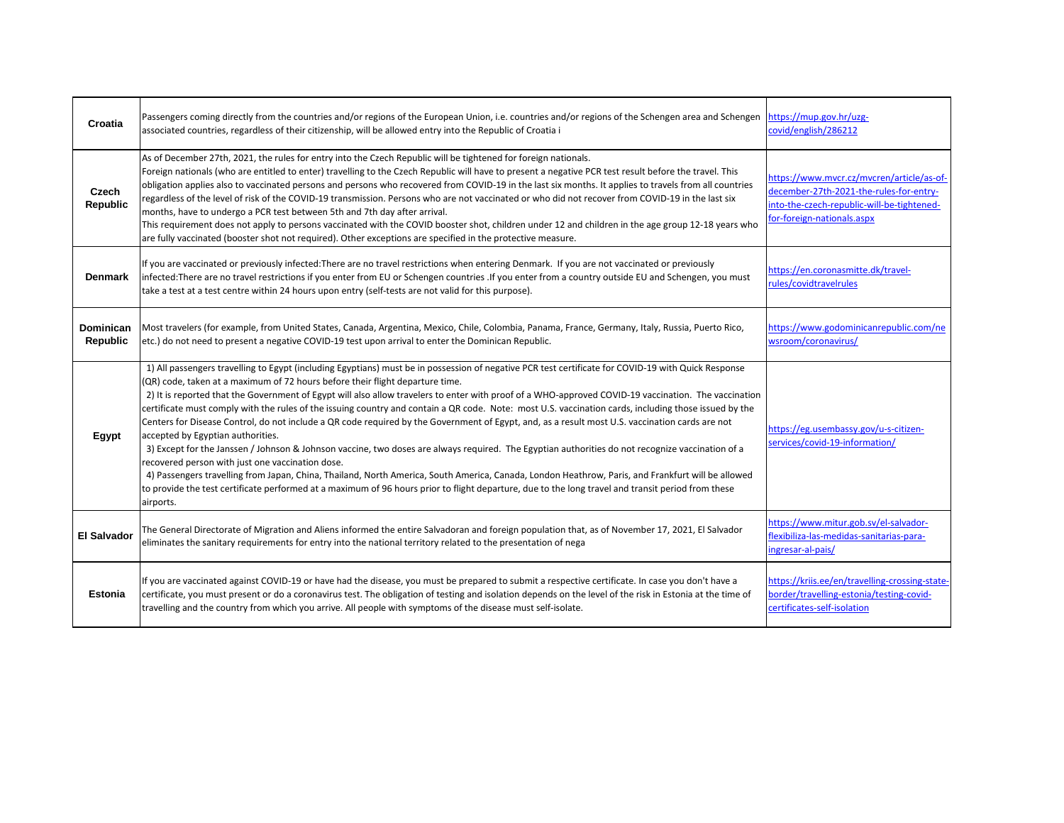| | | |
|---|---|---|
| **Croatia** | Passengers coming directly from the countries and/or regions of the European Union, i.e. countries and/or regions of the Schengen area and Schengen associated countries, regardless of their citizenship, will be allowed entry into the Republic of Croatia i | https://mup.gov.hr/uzg-covid/english/286212 |
| **Czech Republic** | As of December 27th, 2021, the rules for entry into the Czech Republic will be tightened for foreign nationals.<br>Foreign nationals (who are entitled to enter) travelling to the Czech Republic will have to present a negative PCR test result before the travel. This obligation applies also to vaccinated persons and persons who recovered from COVID-19 in the last six months. It applies to travels from all countries regardless of the level of risk of the COVID-19 transmission. Persons who are not vaccinated or who did not recover from COVID-19 in the last six months, have to undergo a PCR test between 5th and 7th day after arrival.<br>This requirement does not apply to persons vaccinated with the COVID booster shot, children under 12 and children in the age group 12-18 years who are fully vaccinated (booster shot not required). Other exceptions are specified in the protective measure. | https://www.mvcr.cz/mvcren/article/as-of-december-27th-2021-the-rules-for-entry-into-the-czech-republic-will-be-tightened-for-foreign-nationals.aspx |
| **Denmark** | If you are vaccinated or previously infected:There are no travel restrictions when entering Denmark. If you are not vaccinated or previously infected:There are no travel restrictions if you enter from EU or Schengen countries .If you enter from a country outside EU and Schengen, you must take a test at a test centre within 24 hours upon entry (self-tests are not valid for this purpose). | https://en.coronasmitte.dk/travel-rules/covidtravelrules |
| **Dominican Republic** | Most travelers (for example, from United States, Canada, Argentina, Mexico, Chile, Colombia, Panama, France, Germany, Italy, Russia, Puerto Rico, etc.) do not need to present a negative COVID-19 test upon arrival to enter the Dominican Republic. | https://www.godominicanrepublic.com/newsroom/coronavirus/ |
| **Egypt** | 1) All passengers travelling to Egypt (including Egyptians) must be in possession of negative PCR test certificate for COVID-19 with Quick Response (QR) code, taken at a maximum of 72 hours before their flight departure time.<br>2) It is reported that the Government of Egypt will also allow travelers to enter with proof of a WHO-approved COVID-19 vaccination. The vaccination certificate must comply with the rules of the issuing country and contain a QR code. Note: most U.S. vaccination cards, including those issued by the Centers for Disease Control, do not include a QR code required by the Government of Egypt, and, as a result most U.S. vaccination cards are not accepted by Egyptian authorities.<br>3) Except for the Janssen / Johnson & Johnson vaccine, two doses are always required. The Egyptian authorities do not recognize vaccination of a recovered person with just one vaccination dose.<br>4) Passengers travelling from Japan, China, Thailand, North America, South America, Canada, London Heathrow, Paris, and Frankfurt will be allowed to provide the test certificate performed at a maximum of 96 hours prior to flight departure, due to the long travel and transit period from these airports. | https://eg.usembassy.gov/u-s-citizen-services/covid-19-information/ |
| **El Salvador** | The General Directorate of Migration and Aliens informed the entire Salvadoran and foreign population that, as of November 17, 2021, El Salvador eliminates the sanitary requirements for entry into the national territory related to the presentation of nega | https://www.mitur.gob.sv/el-salvador-flexibiliza-las-medidas-sanitarias-para-ingresar-al-pais/ |
| **Estonia** | If you are vaccinated against COVID-19 or have had the disease, you must be prepared to submit a respective certificate. In case you don't have a certificate, you must present or do a coronavirus test. The obligation of testing and isolation depends on the level of the risk in Estonia at the time of travelling and the country from which you arrive. All people with symptoms of the disease must self-isolate. | https://kriis.ee/en/travelling-crossing-state-border/travelling-estonia/testing-covid-certificates-self-isolation |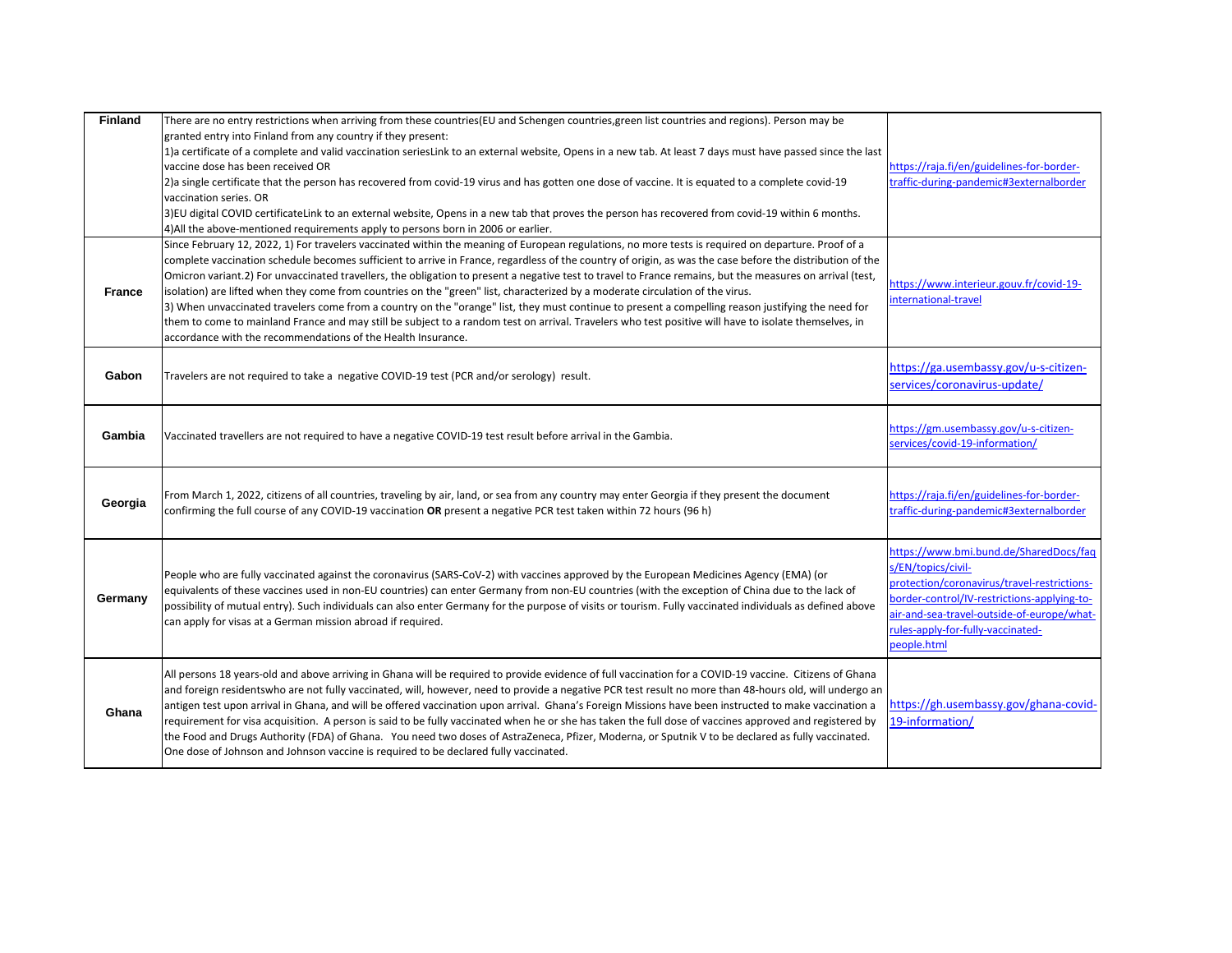| | | |
|---|---|---|
| **Finland** | There are no entry restrictions when arriving from these countries(EU and Schengen countries,green list countries and regions). Person may be granted entry into Finland from any country if they present:<br>1)a certificate of a complete and valid vaccination seriesLink to an external website, Opens in a new tab. At least 7 days must have passed since the last vaccine dose has been received OR<br>2)a single certificate that the person has recovered from covid-19 virus and has gotten one dose of vaccine. It is equated to a complete covid-19 vaccination series. OR<br>3)EU digital COVID certificateLink to an external website, Opens in a new tab that proves the person has recovered from covid-19 within 6 months.<br>4)All the above-mentioned requirements apply to persons born in 2006 or earlier. | https://raja.fi/en/guidelines-for-border-traffic-during-pandemic#3externalborder |
| **France** | Since February 12, 2022, 1) For travelers vaccinated within the meaning of European regulations, no more tests is required on departure. Proof of a complete vaccination schedule becomes sufficient to arrive in France, regardless of the country of origin, as was the case before the distribution of the Omicron variant.2) For unvaccinated travellers, the obligation to present a negative test to travel to France remains, but the measures on arrival (test, isolation) are lifted when they come from countries on the "green" list, characterized by a moderate circulation of the virus.<br>3) When unvaccinated travelers come from a country on the "orange" list, they must continue to present a compelling reason justifying the need for them to come to mainland France and may still be subject to a random test on arrival. Travelers who test positive will have to isolate themselves, in accordance with the recommendations of the Health Insurance. | https://www.interieur.gouv.fr/covid-19-international-travel |
| **Gabon** | Travelers are not required to take a negative COVID-19 test (PCR and/or serology) result. | https://ga.usembassy.gov/u-s-citizen-services/coronavirus-update/ |
| **Gambia** | Vaccinated travellers are not required to have a negative COVID-19 test result before arrival in the Gambia. | https://gm.usembassy.gov/u-s-citizen-services/covid-19-information/ |
| **Georgia** | From March 1, 2022, citizens of all countries, traveling by air, land, or sea from any country may enter Georgia if they present the document confirming the full course of any COVID-19 vaccination **OR** present a negative PCR test taken within 72 hours (96 h) | https://raja.fi/en/guidelines-for-border-traffic-during-pandemic#3externalborder |
| **Germany** | People who are fully vaccinated against the coronavirus (SARS-CoV-2) with vaccines approved by the European Medicines Agency (EMA) (or equivalents of these vaccines used in non-EU countries) can enter Germany from non-EU countries (with the exception of China due to the lack of possibility of mutual entry). Such individuals can also enter Germany for the purpose of visits or tourism. Fully vaccinated individuals as defined above can apply for visas at a German mission abroad if required. | https://www.bmi.bund.de/SharedDocs/faqs/EN/topics/civil-protection/coronavirus/travel-restrictions-border-control/IV-restrictions-applying-to-air-and-sea-travel-outside-of-europe/what-rules-apply-for-fully-vaccinated-people.html |
| **Ghana** | All persons 18 years-old and above arriving in Ghana will be required to provide evidence of full vaccination for a COVID-19 vaccine. Citizens of Ghana and foreign residentswho are not fully vaccinated, will, however, need to provide a negative PCR test result no more than 48-hours old, will undergo an antigen test upon arrival in Ghana, and will be offered vaccination upon arrival. Ghana's Foreign Missions have been instructed to make vaccination a requirement for visa acquisition. A person is said to be fully vaccinated when he or she has taken the full dose of vaccines approved and registered by the Food and Drugs Authority (FDA) of Ghana. You need two doses of AstraZeneca, Pfizer, Moderna, or Sputnik V to be declared as fully vaccinated. One dose of Johnson and Johnson vaccine is required to be declared fully vaccinated. | https://gh.usembassy.gov/ghana-covid-19-information/ |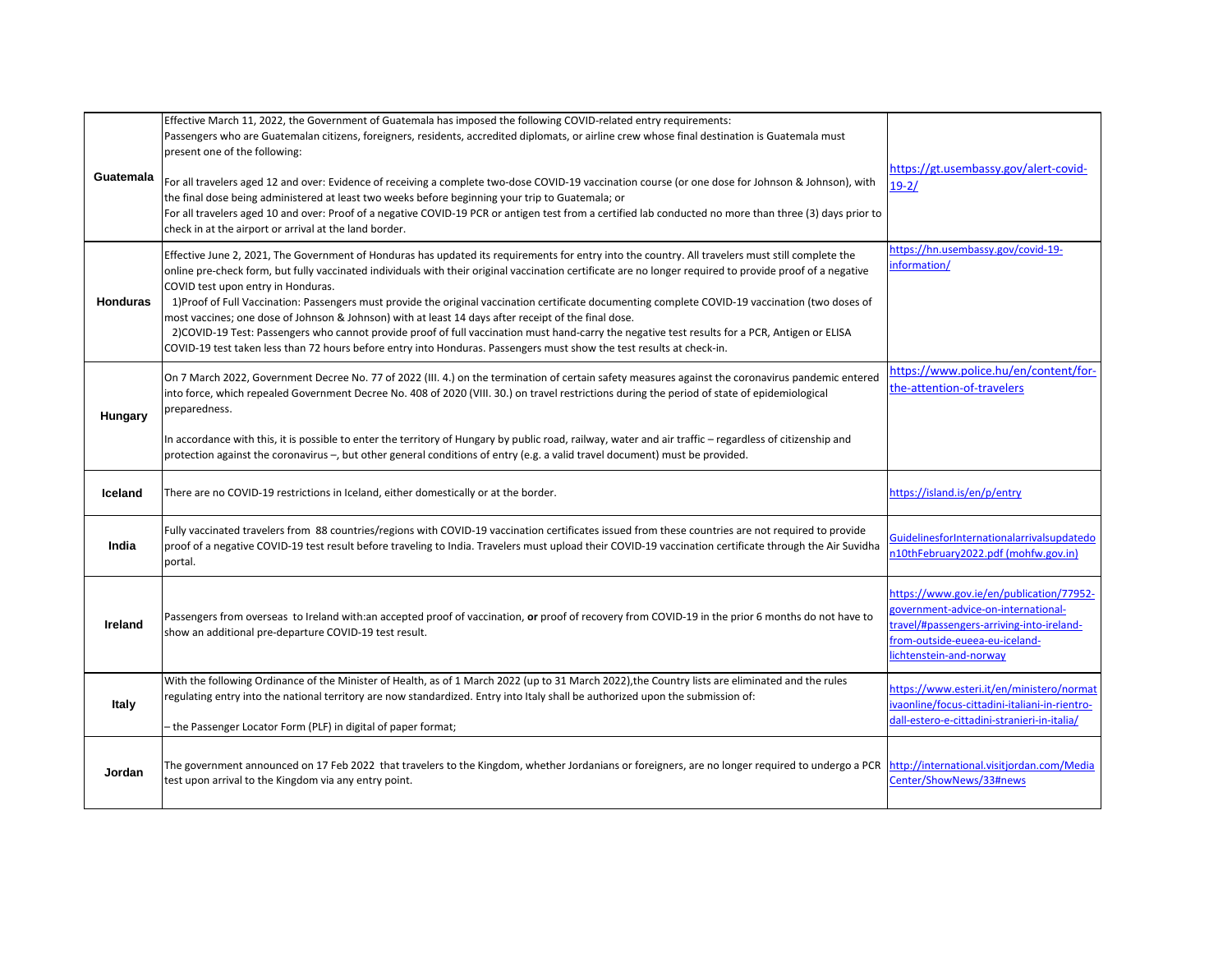| | | |
|---|---|---|
| **Guatemala** | Effective March 11, 2022, the Government of Guatemala has imposed the following COVID-related entry requirements:<br>Passengers who are Guatemalan citizens, foreigners, residents, accredited diplomats, or airline crew whose final destination is Guatemala must present one of the following:<br><br>For all travelers aged 12 and over: Evidence of receiving a complete two-dose COVID-19 vaccination course (or one dose for Johnson & Johnson), with the final dose being administered at least two weeks before beginning your trip to Guatemala; or<br>For all travelers aged 10 and over: Proof of a negative COVID-19 PCR or antigen test from a certified lab conducted no more than three (3) days prior to check in at the airport or arrival at the land border. | https://gt.usembassy.gov/alert-covid-19-2/ |
| **Honduras** | Effective June 2, 2021, The Government of Honduras has updated its requirements for entry into the country. All travelers must still complete the online pre-check form, but fully vaccinated individuals with their original vaccination certificate are no longer required to provide proof of a negative COVID test upon entry in Honduras.<br>1)Proof of Full Vaccination: Passengers must provide the original vaccination certificate documenting complete COVID-19 vaccination (two doses of most vaccines; one dose of Johnson & Johnson) with at least 14 days after receipt of the final dose.<br>2)COVID-19 Test: Passengers who cannot provide proof of full vaccination must hand-carry the negative test results for a PCR, Antigen or ELISA COVID-19 test taken less than 72 hours before entry into Honduras. Passengers must show the test results at check-in. | https://hn.usembassy.gov/covid-19-information/ |
| **Hungary** | On 7 March 2022, Government Decree No. 77 of 2022 (III. 4.) on the termination of certain safety measures against the coronavirus pandemic entered into force, which repealed Government Decree No. 408 of 2020 (VIII. 30.) on travel restrictions during the period of state of epidemiological preparedness.<br><br>In accordance with this, it is possible to enter the territory of Hungary by public road, railway, water and air traffic – regardless of citizenship and protection against the coronavirus –, but other general conditions of entry (e.g. a valid travel document) must be provided. | https://www.police.hu/en/content/for-the-attention-of-travelers |
| **Iceland** | There are no COVID-19 restrictions in Iceland, either domestically or at the border. | https://island.is/en/p/entry |
| **India** | Fully vaccinated travelers from 88 countries/regions with COVID-19 vaccination certificates issued from these countries are not required to provide proof of a negative COVID-19 test result before traveling to India. Travelers must upload their COVID-19 vaccination certificate through the Air Suvidha portal. | GuidelinesforInternationalarrivalsupdatedon10thFebruary2022.pdf (mohfw.gov.in) |
| **Ireland** | Passengers from overseas to Ireland with:an accepted proof of vaccination, **or** proof of recovery from COVID-19 in the prior 6 months do not have to show an additional pre-departure COVID-19 test result. | https://www.gov.ie/en/publication/77952-government-advice-on-international-travel/#passengers-arriving-into-ireland-from-outside-eueea-eu-iceland-lichtenstein-and-norway |
| **Italy** | With the following Ordinance of the Minister of Health, as of 1 March 2022 (up to 31 March 2022),the Country lists are eliminated and the rules regulating entry into the national territory are now standardized. Entry into Italy shall be authorized upon the submission of:<br><br>– the Passenger Locator Form (PLF) in digital of paper format; | https://www.esteri.it/en/ministero/normativaonline/focus-cittadini-italiani-in-rientro-dall-estero-e-cittadini-stranieri-in-italia/ |
| **Jordan** | The government announced on 17 Feb 2022 that travelers to the Kingdom, whether Jordanians or foreigners, are no longer required to undergo a PCR test upon arrival to the Kingdom via any entry point. | http://international.visitjordan.com/MediaCenter/ShowNews/33#news |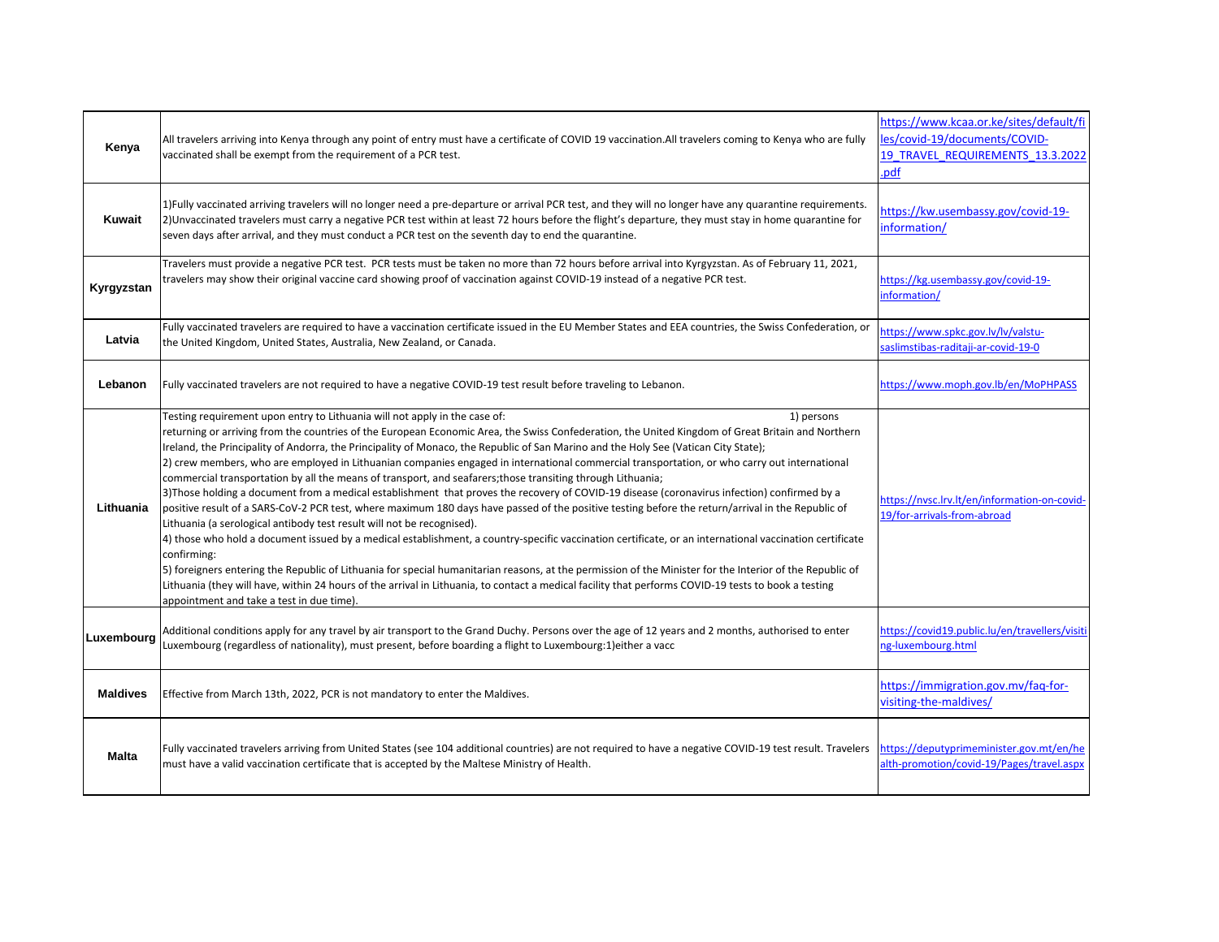| Kenya | All travelers arriving into Kenya through any point of entry must have a certificate of COVID 19 vaccination.All travelers coming to Kenya who are fully vaccinated shall be exempt from the requirement of a PCR test. | https://www.kcaa.or.ke/sites/default/files/covid-19/documents/COVID-19_TRAVEL_REQUIREMENTS_13.3.2022.pdf |
|---|---|---|
| Kuwait | 1)Fully vaccinated arriving travelers will no longer need a pre-departure or arrival PCR test, and they will no longer have any quarantine requirements. 2)Unvaccinated travelers must carry a negative PCR test within at least 72 hours before the flight's departure, they must stay in home quarantine for seven days after arrival, and they must conduct a PCR test on the seventh day to end the quarantine. | https://kw.usembassy.gov/covid-19-information/ |
| Kyrgyzstan | Travelers must provide a negative PCR test. PCR tests must be taken no more than 72 hours before arrival into Kyrgyzstan. As of February 11, 2021, travelers may show their original vaccine card showing proof of vaccination against COVID-19 instead of a negative PCR test. | https://kg.usembassy.gov/covid-19-information/ |
| Latvia | Fully vaccinated travelers are required to have a vaccination certificate issued in the EU Member States and EEA countries, the Swiss Confederation, or the United Kingdom, United States, Australia, New Zealand, or Canada. | https://www.spkc.gov.lv/lv/valstu-saslimstibas-raditaji-ar-covid-19-0 |
| Lebanon | Fully vaccinated travelers are not required to have a negative COVID-19 test result before traveling to Lebanon. | https://www.moph.gov.lb/en/MoPHPASS |
| Lithuania | Testing requirement upon entry to Lithuania will not apply in the case of: 1) persons returning or arriving from the countries of the European Economic Area, the Swiss Confederation, the United Kingdom of Great Britain and Northern Ireland, the Principality of Andorra, the Principality of Monaco, the Republic of San Marino and the Holy See (Vatican City State); 2) crew members, who are employed in Lithuanian companies engaged in international commercial transportation, or who carry out international commercial transportation by all the means of transport, and seafarers;those transiting through Lithuania; 3)Those holding a document from a medical establishment that proves the recovery of COVID-19 disease (coronavirus infection) confirmed by a positive result of a SARS-CoV-2 PCR test, where maximum 180 days have passed of the positive testing before the return/arrival in the Republic of Lithuania (a serological antibody test result will not be recognised). 4) those who hold a document issued by a medical establishment, a country-specific vaccination certificate, or an international vaccination certificate confirming: 5) foreigners entering the Republic of Lithuania for special humanitarian reasons, at the permission of the Minister for the Interior of the Republic of Lithuania (they will have, within 24 hours of the arrival in Lithuania, to contact a medical facility that performs COVID-19 tests to book a testing appointment and take a test in due time). | https://nvsc.lrv.lt/en/information-on-covid-19/for-arrivals-from-abroad |
| Luxembourg | Additional conditions apply for any travel by air transport to the Grand Duchy. Persons over the age of 12 years and 2 months, authorised to enter Luxembourg (regardless of nationality), must present, before boarding a flight to Luxembourg:1)either a vacc | https://covid19.public.lu/en/travellers/visiting-luxembourg.html |
| Maldives | Effective from March 13th, 2022, PCR is not mandatory to enter the Maldives. | https://immigration.gov.mv/faq-for-visiting-the-maldives/ |
| Malta | Fully vaccinated travelers arriving from United States (see 104 additional countries) are not required to have a negative COVID-19 test result. Travelers must have a valid vaccination certificate that is accepted by the Maltese Ministry of Health. | https://deputyprimeminister.gov.mt/en/health-promotion/covid-19/Pages/travel.aspx |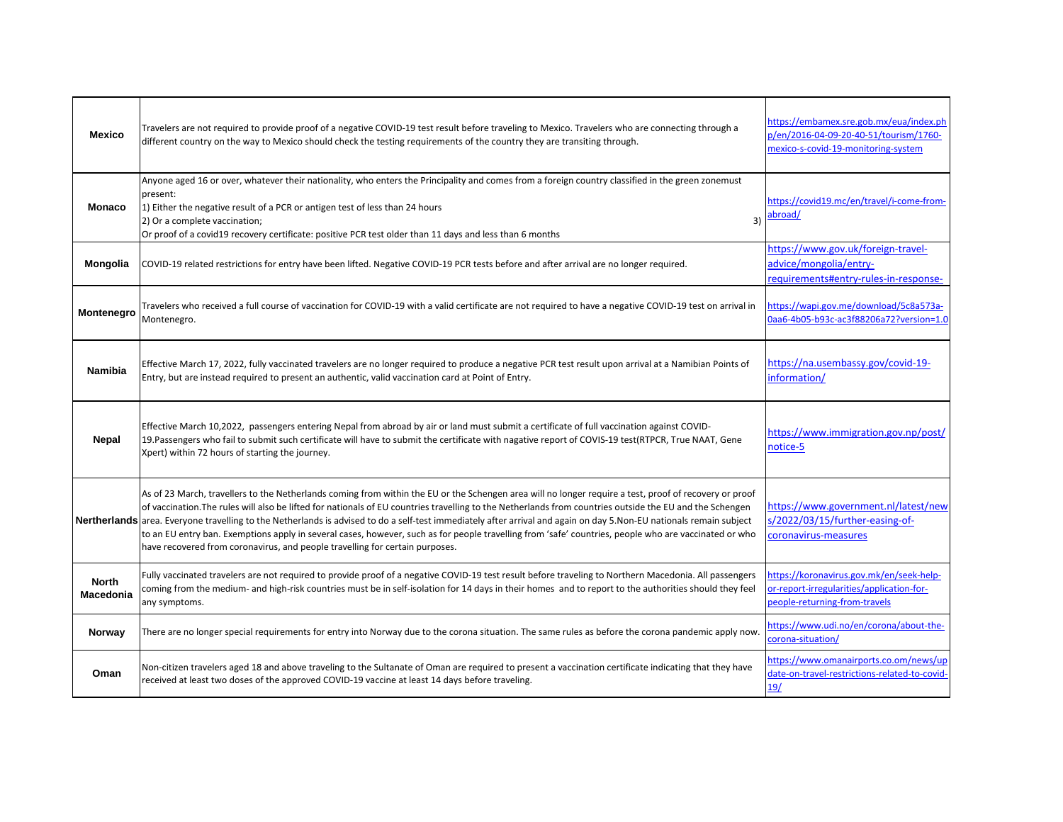| | | |
|---|---|---|
| **Mexico** | Travelers are not required to provide proof of a negative COVID-19 test result before traveling to Mexico. Travelers who are connecting through a different country on the way to Mexico should check the testing requirements of the country they are transiting through. | https://embamex.sre.gob.mx/eua/index.php/en/2016-04-09-20-40-51/tourism/1760-mexico-s-covid-19-monitoring-system |
| **Monaco** | Anyone aged 16 or over, whatever their nationality, who enters the Principality and comes from a foreign country classified in the green zonemust present:<br>1) Either the negative result of a PCR or antigen test of less than 24 hours<br>2) Or a complete vaccination; 3)<br>Or proof of a covid19 recovery certificate: positive PCR test older than 11 days and less than 6 months | https://covid19.mc/en/travel/i-come-from-abroad/ |
| **Mongolia** | COVID-19 related restrictions for entry have been lifted. Negative COVID-19 PCR tests before and after arrival are no longer required. | https://www.gov.uk/foreign-travel-advice/mongolia/entry-requirements#entry-rules-in-response- |
| **Montenegro** | Travelers who received a full course of vaccination for COVID-19 with a valid certificate are not required to have a negative COVID-19 test on arrival in Montenegro. | https://wapi.gov.me/download/5c8a573a-0aa6-4b05-b93c-ac3f88206a72?version=1.0 |
| **Namibia** | Effective March 17, 2022, fully vaccinated travelers are no longer required to produce a negative PCR test result upon arrival at a Namibian Points of Entry, but are instead required to present an authentic, valid vaccination card at Point of Entry. | https://na.usembassy.gov/covid-19-information/ |
| **Nepal** | Effective March 10,2022, passengers entering Nepal from abroad by air or land must submit a certificate of full vaccination against COVID-19.Passengers who fail to submit such certificate will have to submit the certificate with nagative report of COVIS-19 test(RTPCR, True NAAT, Gene Xpert) within 72 hours of starting the journey. | https://www.immigration.gov.np/post/notice-5 |
| **Nertherlands** | As of 23 March, travellers to the Netherlands coming from within the EU or the Schengen area will no longer require a test, proof of recovery or proof of vaccination.The rules will also be lifted for nationals of EU countries travelling to the Netherlands from countries outside the EU and the Schengen area. Everyone travelling to the Netherlands is advised to do a self-test immediately after arrival and again on day 5.Non-EU nationals remain subject to an EU entry ban. Exemptions apply in several cases, however, such as for people travelling from 'safe' countries, people who are vaccinated or who have recovered from coronavirus, and people travelling for certain purposes. | https://www.government.nl/latest/news/2022/03/15/further-easing-of-coronavirus-measures |
| **North Macedonia** | Fully vaccinated travelers are not required to provide proof of a negative COVID-19 test result before traveling to Northern Macedonia. All passengers coming from the medium- and high-risk countries must be in self-isolation for 14 days in their homes and to report to the authorities should they feel any symptoms. | https://koronavirus.gov.mk/en/seek-help-or-report-irregularities/application-for-people-returning-from-travels |
| **Norway** | There are no longer special requirements for entry into Norway due to the corona situation. The same rules as before the corona pandemic apply now. | https://www.udi.no/en/corona/about-the-corona-situation/ |
| **Oman** | Non-citizen travelers aged 18 and above traveling to the Sultanate of Oman are required to present a vaccination certificate indicating that they have received at least two doses of the approved COVID-19 vaccine at least 14 days before traveling. | https://www.omanairports.co.om/news/update-on-travel-restrictions-related-to-covid-19/ |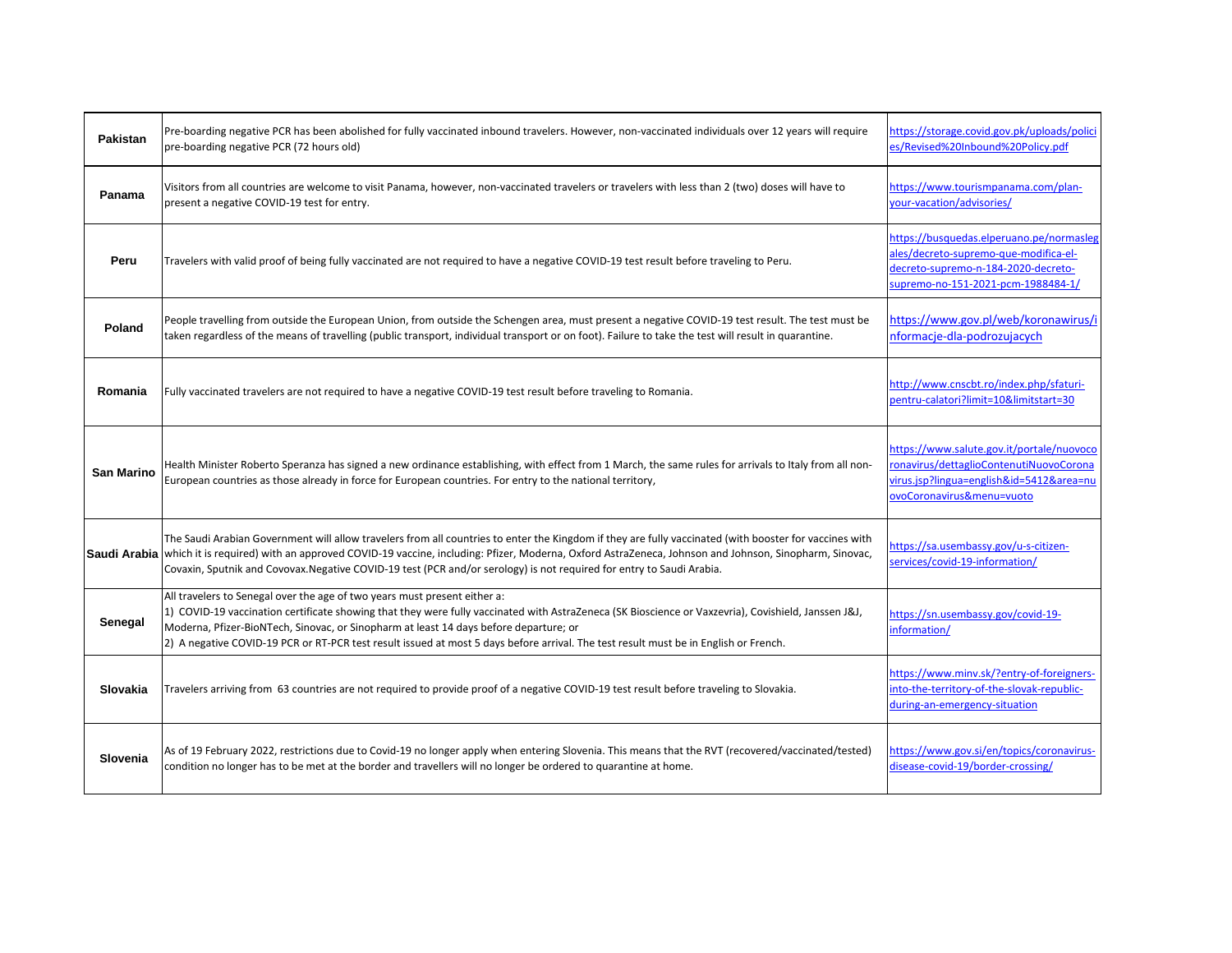| | | |
|---|---|---|
| **Pakistan** | Pre-boarding negative PCR has been abolished for fully vaccinated inbound travelers. However, non-vaccinated individuals over 12 years will require pre-boarding negative PCR (72 hours old) | https://storage.covid.gov.pk/uploads/policies/Revised%20Inbound%20Policy.pdf |
| **Panama** | Visitors from all countries are welcome to visit Panama, however, non-vaccinated travelers or travelers with less than 2 (two) doses will have to present a negative COVID-19 test for entry. | https://www.tourismpanama.com/plan-your-vacation/advisories/ |
| **Peru** | Travelers with valid proof of being fully vaccinated are not required to have a negative COVID-19 test result before traveling to Peru. | https://busquedas.elperuano.pe/normaslegales/decreto-supremo-que-modifica-el-decreto-supremo-n-184-2020-decreto-supremo-no-151-2021-pcm-1988484-1/ |
| **Poland** | People travelling from outside the European Union, from outside the Schengen area, must present a negative COVID-19 test result. The test must be taken regardless of the means of travelling (public transport, individual transport or on foot). Failure to take the test will result in quarantine. | https://www.gov.pl/web/koronawirus/informacje-dla-podrozujacych |
| **Romania** | Fully vaccinated travelers are not required to have a negative COVID-19 test result before traveling to Romania. | http://www.cnscbt.ro/index.php/sfaturi-pentru-calatori?limit=10&limitstart=30 |
| **San Marino** | Health Minister Roberto Speranza has signed a new ordinance establishing, with effect from 1 March, the same rules for arrivals to Italy from all non-European countries as those already in force for European countries. For entry to the national territory, | https://www.salute.gov.it/portale/nuovocoronavirus/dettaglioContenutiNuovoCoronavirus.jsp?lingua=english&id=5412&area=nuovoCoronavirus&menu=vuoto |
| **Saudi Arabia** | The Saudi Arabian Government will allow travelers from all countries to enter the Kingdom if they are fully vaccinated (with booster for vaccines with which it is required) with an approved COVID-19 vaccine, including: Pfizer, Moderna, Oxford AstraZeneca, Johnson and Johnson, Sinopharm, Sinovac, Covaxin, Sputnik and Covovax.Negative COVID-19 test (PCR and/or serology) is not required for entry to Saudi Arabia. | https://sa.usembassy.gov/u-s-citizen-services/covid-19-information/ |
| **Senegal** | All travelers to Senegal over the age of two years must present either a:<br>1) COVID-19 vaccination certificate showing that they were fully vaccinated with AstraZeneca (SK Bioscience or Vaxzevria), Covishield, Janssen J&J, Moderna, Pfizer-BioNTech, Sinovac, or Sinopharm at least 14 days before departure; or<br>2) A negative COVID-19 PCR or RT-PCR test result issued at most 5 days before arrival. The test result must be in English or French. | https://sn.usembassy.gov/covid-19-information/ |
| **Slovakia** | Travelers arriving from 63 countries are not required to provide proof of a negative COVID-19 test result before traveling to Slovakia. | https://www.minv.sk/?entry-of-foreigners-into-the-territory-of-the-slovak-republic-during-an-emergency-situation |
| **Slovenia** | As of 19 February 2022, restrictions due to Covid-19 no longer apply when entering Slovenia. This means that the RVT (recovered/vaccinated/tested) condition no longer has to be met at the border and travellers will no longer be ordered to quarantine at home. | https://www.gov.si/en/topics/coronavirus-disease-covid-19/border-crossing/ |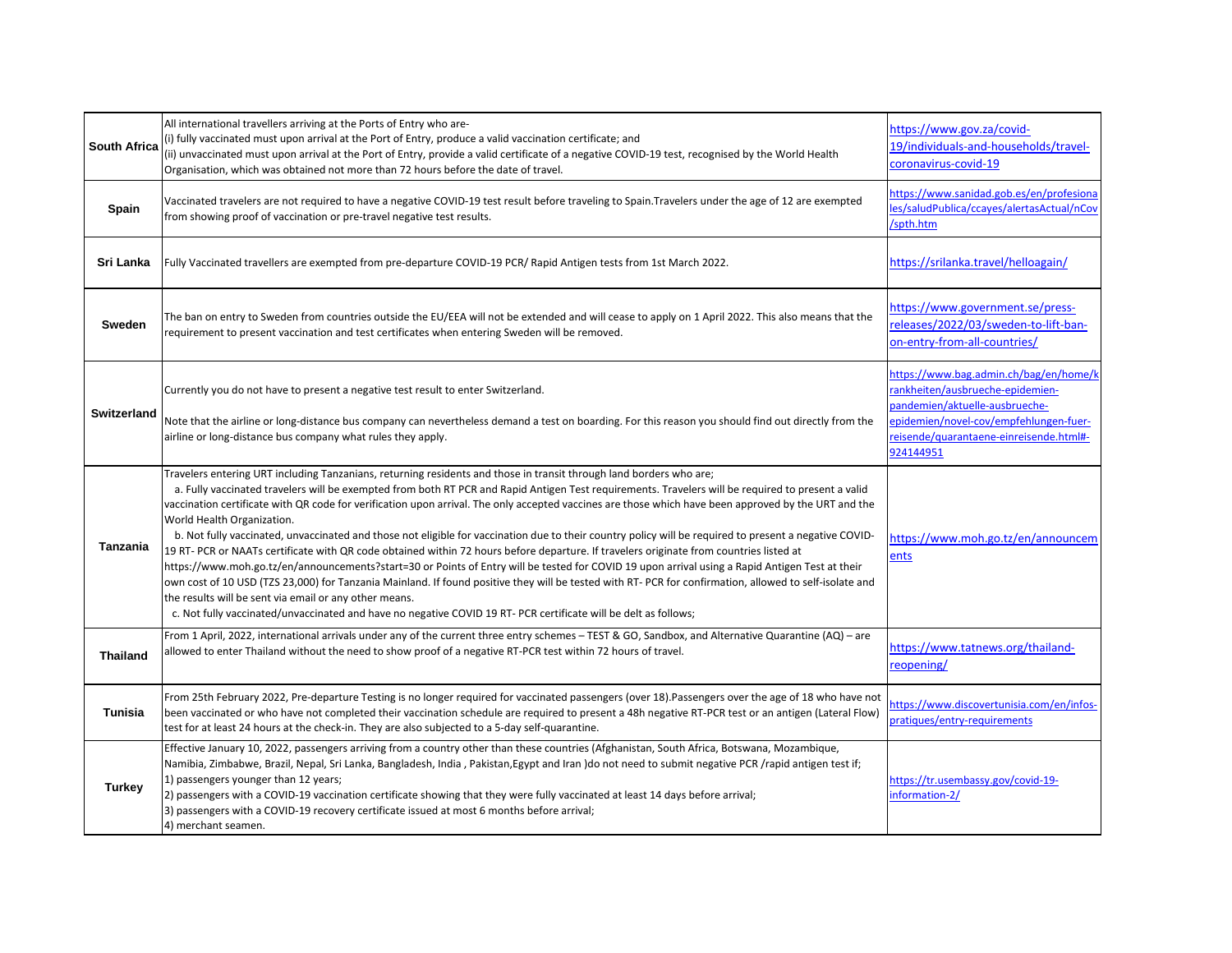| | | |
|---|---|---|
| **South Africa** | All international travellers arriving at the Ports of Entry who are-<br>(i) fully vaccinated must upon arrival at the Port of Entry, produce a valid vaccination certificate; and<br>(ii) unvaccinated must upon arrival at the Port of Entry, provide a valid certificate of a negative COVID-19 test, recognised by the World Health Organisation, which was obtained not more than 72 hours before the date of travel. | https://www.gov.za/covid-19/individuals-and-households/travel-coronavirus-covid-19 |
| **Spain** | Vaccinated travelers are not required to have a negative COVID-19 test result before traveling to Spain.Travelers under the age of 12 are exempted from showing proof of vaccination or pre-travel negative test results. | https://www.sanidad.gob.es/en/profesionales/saludPublica/ccayes/alertasActual/nCov/spth.htm |
| **Sri Lanka** | Fully Vaccinated travellers are exempted from pre-departure COVID-19 PCR/ Rapid Antigen tests from 1st March 2022. | https://srilanka.travel/helloagain/ |
| **Sweden** | The ban on entry to Sweden from countries outside the EU/EEA will not be extended and will cease to apply on 1 April 2022. This also means that the requirement to present vaccination and test certificates when entering Sweden will be removed. | https://www.government.se/press-releases/2022/03/sweden-to-lift-ban-on-entry-from-all-countries/ |
| **Switzerland** | Currently you do not have to present a negative test result to enter Switzerland.<br><br>Note that the airline or long-distance bus company can nevertheless demand a test on boarding. For this reason you should find out directly from the airline or long-distance bus company what rules they apply. | https://www.bag.admin.ch/bag/en/home/krankheiten/ausbrueche-epidemien-pandemien/aktuelle-ausbrueche-epidemien/novel-cov/empfehlungen-fuer-reisende/quarantaene-einreisende.html#-924144951 |
| **Tanzania** | Travelers entering URT including Tanzanians, returning residents and those in transit through land borders who are;<br>a. Fully vaccinated travelers will be exempted from both RT PCR and Rapid Antigen Test requirements. Travelers will be required to present a valid vaccination certificate with QR code for verification upon arrival. The only accepted vaccines are those which have been approved by the URT and the World Health Organization.<br>b. Not fully vaccinated, unvaccinated and those not eligible for vaccination due to their country policy will be required to present a negative COVID-19 RT- PCR or NAATs certificate with QR code obtained within 72 hours before departure. If travelers originate from countries listed at https://www.moh.go.tz/en/announcements?start=30 or Points of Entry will be tested for COVID 19 upon arrival using a Rapid Antigen Test at their own cost of 10 USD (TZS 23,000) for Tanzania Mainland. If found positive they will be tested with RT- PCR for confirmation, allowed to self-isolate and the results will be sent via email or any other means.<br>c. Not fully vaccinated/unvaccinated and have no negative COVID 19 RT- PCR certificate will be delt as follows; | https://www.moh.go.tz/en/announcements |
| **Thailand** | From 1 April, 2022, international arrivals under any of the current three entry schemes – TEST & GO, Sandbox, and Alternative Quarantine (AQ) – are allowed to enter Thailand without the need to show proof of a negative RT-PCR test within 72 hours of travel. | https://www.tatnews.org/thailand-reopening/ |
| **Tunisia** | From 25th February 2022, Pre-departure Testing is no longer required for vaccinated passengers (over 18).Passengers over the age of 18 who have not been vaccinated or who have not completed their vaccination schedule are required to present a 48h negative RT-PCR test or an antigen (Lateral Flow) test for at least 24 hours at the check-in. They are also subjected to a 5-day self-quarantine. | https://www.discovertunisia.com/en/infos-pratiques/entry-requirements |
| **Turkey** | Effective January 10, 2022, passengers arriving from a country other than these countries (Afghanistan, South Africa, Botswana, Mozambique, Namibia, Zimbabwe, Brazil, Nepal, Sri Lanka, Bangladesh, India , Pakistan,Egypt and Iran )do not need to submit negative PCR /rapid antigen test if;<br>1) passengers younger than 12 years;<br>2) passengers with a COVID-19 vaccination certificate showing that they were fully vaccinated at least 14 days before arrival;<br>3) passengers with a COVID-19 recovery certificate issued at most 6 months before arrival;<br>4) merchant seamen. | https://tr.usembassy.gov/covid-19-information-2/ |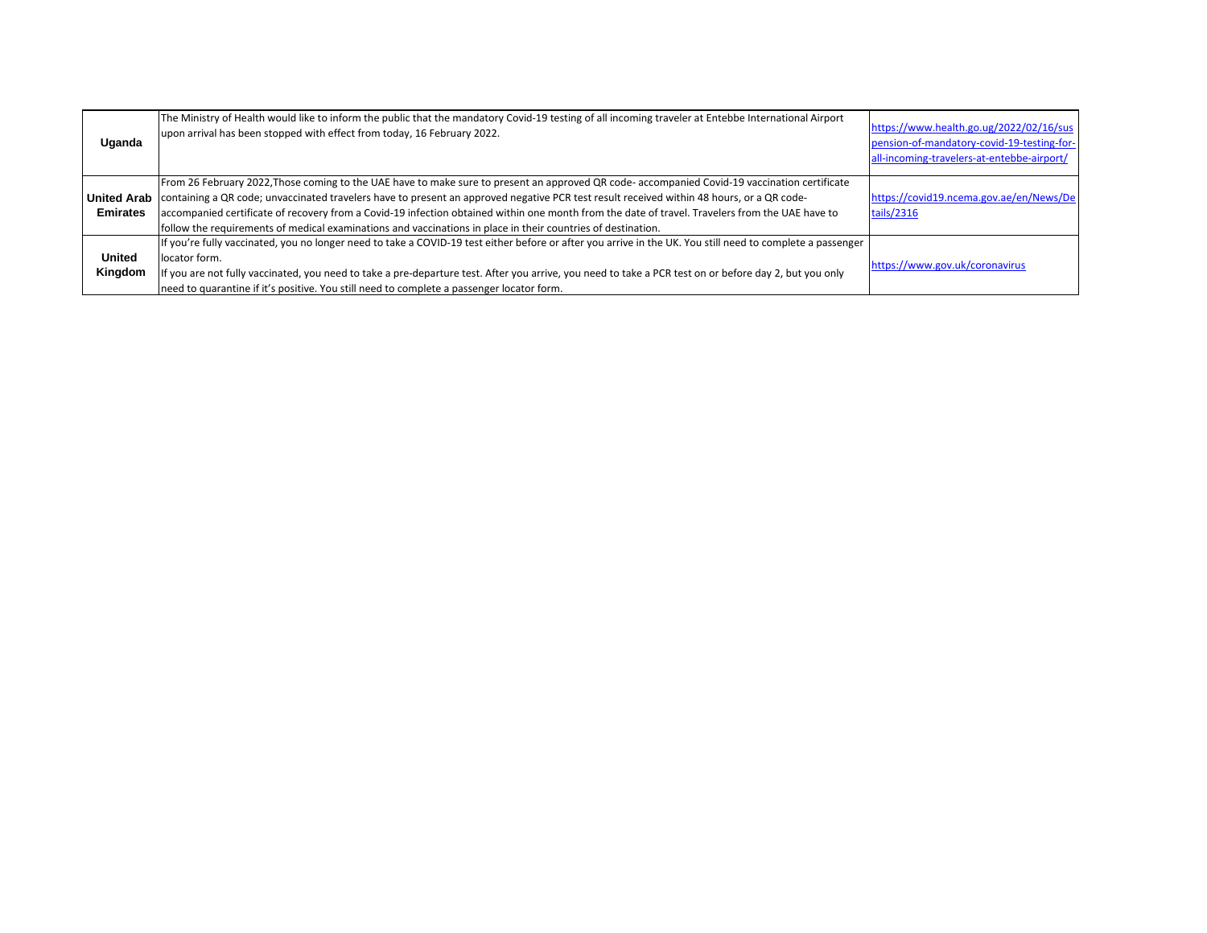| | | |
|---|---|---|
| **Uganda** | The Ministry of Health would like to inform the public that the mandatory Covid-19 testing of all incoming traveler at Entebbe International Airport upon arrival has been stopped with effect from today, 16 February 2022. | https://www.health.go.ug/2022/02/16/suspension-of-mandatory-covid-19-testing-for-all-incoming-travelers-at-entebbe-airport/ |
| **United Arab Emirates** | From 26 February 2022,Those coming to the UAE have to make sure to present an approved QR code- accompanied Covid-19 vaccination certificate containing a QR code; unvaccinated travelers have to present an approved negative PCR test result received within 48 hours, or a QR code-accompanied certificate of recovery from a Covid-19 infection obtained within one month from the date of travel. Travelers from the UAE have to follow the requirements of medical examinations and vaccinations in place in their countries of destination. | https://covid19.ncema.gov.ae/en/News/Details/2316 |
| **United Kingdom** | If you're fully vaccinated, you no longer need to take a COVID-19 test either before or after you arrive in the UK. You still need to complete a passenger locator form.<br>If you are not fully vaccinated, you need to take a pre-departure test. After you arrive, you need to take a PCR test on or before day 2, but you only need to quarantine if it's positive. You still need to complete a passenger locator form. | https://www.gov.uk/coronavirus |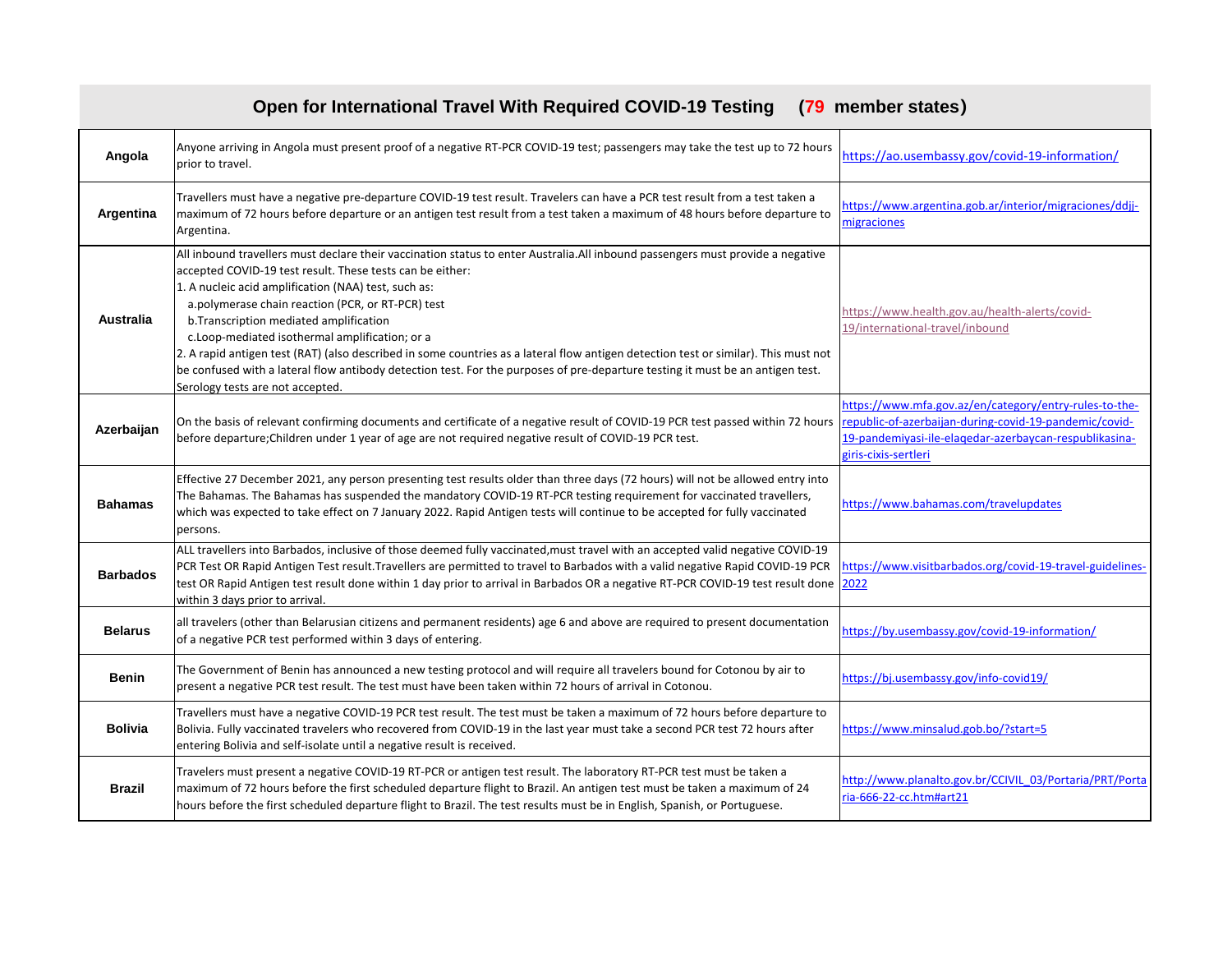## Open for International Travel With Required COVID-19 Testing (79 member states)

| | | |
|---|---|---|
| **Angola** | Anyone arriving in Angola must present proof of a negative RT-PCR COVID-19 test; passengers may take the test up to 72 hours prior to travel. | https://ao.usembassy.gov/covid-19-information/ |
| **Argentina** | Travellers must have a negative pre-departure COVID-19 test result. Travelers can have a PCR test result from a test taken a maximum of 72 hours before departure or an antigen test result from a test taken a maximum of 48 hours before departure to Argentina. | https://www.argentina.gob.ar/interior/migraciones/ddjj-migraciones |
| **Australia** | All inbound travellers must declare their vaccination status to enter Australia.All inbound passengers must provide a negative accepted COVID-19 test result. These tests can be either:<br>1. A nucleic acid amplification (NAA) test, such as:<br>a.polymerase chain reaction (PCR, or RT-PCR) test<br>b.Transcription mediated amplification<br>c.Loop-mediated isothermal amplification; or a<br>2. A rapid antigen test (RAT) (also described in some countries as a lateral flow antigen detection test or similar). This must not be confused with a lateral flow antibody detection test. For the purposes of pre-departure testing it must be an antigen test. Serology tests are not accepted. | https://www.health.gov.au/health-alerts/covid-19/international-travel/inbound |
| **Azerbaijan** | On the basis of relevant confirming documents and certificate of a negative result of COVID-19 PCR test passed within 72 hours before departure;Children under 1 year of age are not required negative result of COVID-19 PCR test. | https://www.mfa.gov.az/en/category/entry-rules-to-the-republic-of-azerbaijan-during-covid-19-pandemic/covid-19-pandemiyasi-ile-elaqedar-azerbaycan-respublikasina-giris-cixis-sertleri |
| **Bahamas** | Effective 27 December 2021, any person presenting test results older than three days (72 hours) will not be allowed entry into The Bahamas. The Bahamas has suspended the mandatory COVID-19 RT-PCR testing requirement for vaccinated travellers, which was expected to take effect on 7 January 2022. Rapid Antigen tests will continue to be accepted for fully vaccinated persons. | https://www.bahamas.com/travelupdates |
| **Barbados** | ALL travellers into Barbados, inclusive of those deemed fully vaccinated,must travel with an accepted valid negative COVID-19 PCR Test OR Rapid Antigen Test result.Travellers are permitted to travel to Barbados with a valid negative Rapid COVID-19 PCR test OR Rapid Antigen test result done within 1 day prior to arrival in Barbados OR a negative RT-PCR COVID-19 test result done within 3 days prior to arrival. | https://www.visitbarbados.org/covid-19-travel-guidelines-2022 |
| **Belarus** | all travelers (other than Belarusian citizens and permanent residents) age 6 and above are required to present documentation of a negative PCR test performed within 3 days of entering. | https://by.usembassy.gov/covid-19-information/ |
| **Benin** | The Government of Benin has announced a new testing protocol and will require all travelers bound for Cotonou by air to present a negative PCR test result. The test must have been taken within 72 hours of arrival in Cotonou. | https://bj.usembassy.gov/info-covid19/ |
| **Bolivia** | Travellers must have a negative COVID-19 PCR test result. The test must be taken a maximum of 72 hours before departure to Bolivia. Fully vaccinated travelers who recovered from COVID-19 in the last year must take a second PCR test 72 hours after entering Bolivia and self-isolate until a negative result is received. | https://www.minsalud.gob.bo/?start=5 |
| **Brazil** | Travelers must present a negative COVID-19 RT-PCR or antigen test result. The laboratory RT-PCR test must be taken a maximum of 72 hours before the first scheduled departure flight to Brazil. An antigen test must be taken a maximum of 24 hours before the first scheduled departure flight to Brazil. The test results must be in English, Spanish, or Portuguese. | http://www.planalto.gov.br/CCIVIL_03/Portaria/PRT/Portaria-666-22-cc.htm#art21 |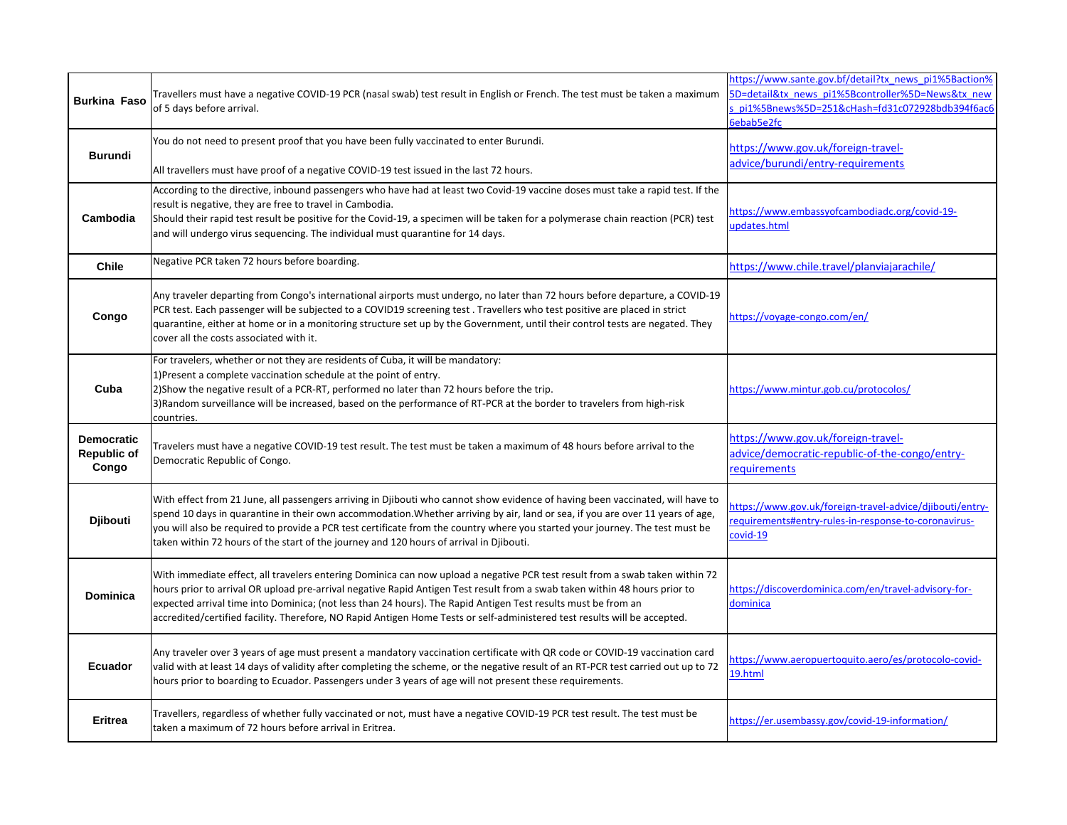| | | |
|---|---|---|
| **Burkina Faso** | Travellers must have a negative COVID-19 PCR (nasal swab) test result in English or French. The test must be taken a maximum of 5 days before arrival. | https://www.sante.gov.bf/detail?tx_news_pi1%5Baction%5D=detail&tx_news_pi1%5Bcontroller%5D=News&tx_news_pi1%5Bnews%5D=251&cHash=fd31c072928bdb394f6ac66ebab5e2fc |
| **Burundi** | You do not need to present proof that you have been fully vaccinated to enter Burundi.<br><br>All travellers must have proof of a negative COVID-19 test issued in the last 72 hours. | https://www.gov.uk/foreign-travel-advice/burundi/entry-requirements |
| **Cambodia** | According to the directive, inbound passengers who have had at least two Covid-19 vaccine doses must take a rapid test. If the result is negative, they are free to travel in Cambodia.<br>Should their rapid test result be positive for the Covid-19, a specimen will be taken for a polymerase chain reaction (PCR) test and will undergo virus sequencing. The individual must quarantine for 14 days. | https://www.embassyofcambodiadc.org/covid-19-updates.html |
| **Chile** | Negative PCR taken 72 hours before boarding. | https://www.chile.travel/planviajarachile/ |
| **Congo** | Any traveler departing from Congo's international airports must undergo, no later than 72 hours before departure, a COVID-19 PCR test. Each passenger will be subjected to a COVID19 screening test . Travellers who test positive are placed in strict quarantine, either at home or in a monitoring structure set up by the Government, until their control tests are negated. They cover all the costs associated with it. | https://voyage-congo.com/en/ |
| **Cuba** | For travelers, whether or not they are residents of Cuba, it will be mandatory:<br>1)Present a complete vaccination schedule at the point of entry.<br>2)Show the negative result of a PCR-RT, performed no later than 72 hours before the trip.<br>3)Random surveillance will be increased, based on the performance of RT-PCR at the border to travelers from high-risk countries. | https://www.mintur.gob.cu/protocolos/ |
| **Democratic Republic of Congo** | Travelers must have a negative COVID-19 test result. The test must be taken a maximum of 48 hours before arrival to the Democratic Republic of Congo. | https://www.gov.uk/foreign-travel-advice/democratic-republic-of-the-congo/entry-requirements |
| **Djibouti** | With effect from 21 June, all passengers arriving in Djibouti who cannot show evidence of having been vaccinated, will have to spend 10 days in quarantine in their own accommodation.Whether arriving by air, land or sea, if you are over 11 years of age, you will also be required to provide a PCR test certificate from the country where you started your journey. The test must be taken within 72 hours of the start of the journey and 120 hours of arrival in Djibouti. | https://www.gov.uk/foreign-travel-advice/djibouti/entry-requirements#entry-rules-in-response-to-coronavirus-covid-19 |
| **Dominica** | With immediate effect, all travelers entering Dominica can now upload a negative PCR test result from a swab taken within 72 hours prior to arrival OR upload pre-arrival negative Rapid Antigen Test result from a swab taken within 48 hours prior to expected arrival time into Dominica; (not less than 24 hours). The Rapid Antigen Test results must be from an accredited/certified facility. Therefore, NO Rapid Antigen Home Tests or self-administered test results will be accepted. | https://discoverdominica.com/en/travel-advisory-for-dominica |
| **Ecuador** | Any traveler over 3 years of age must present a mandatory vaccination certificate with QR code or COVID-19 vaccination card valid with at least 14 days of validity after completing the scheme, or the negative result of an RT-PCR test carried out up to 72 hours prior to boarding to Ecuador. Passengers under 3 years of age will not present these requirements. | https://www.aeropuertoquito.aero/es/protocolo-covid-19.html |
| **Eritrea** | Travellers, regardless of whether fully vaccinated or not, must have a negative COVID-19 PCR test result. The test must be taken a maximum of 72 hours before arrival in Eritrea. | https://er.usembassy.gov/covid-19-information/ |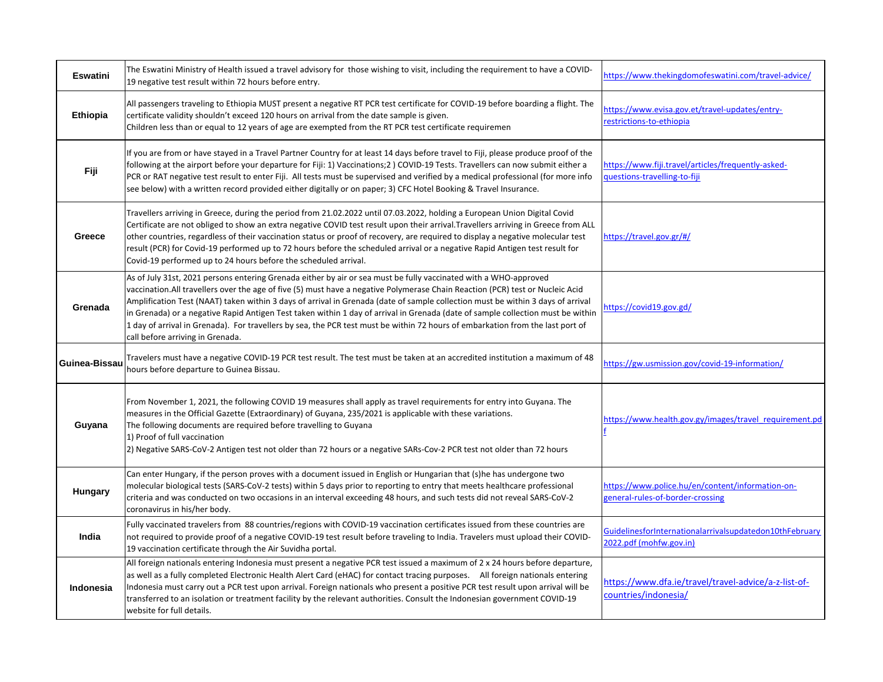| | | |
|---|---|---|
| **Eswatini** | The Eswatini Ministry of Health issued a travel advisory for those wishing to visit, including the requirement to have a COVID-19 negative test result within 72 hours before entry. | https://www.thekingdomofeswatini.com/travel-advice/ |
| **Ethiopia** | All passengers traveling to Ethiopia MUST present a negative RT PCR test certificate for COVID-19 before boarding a flight. The certificate validity shouldn't exceed 120 hours on arrival from the date sample is given.<br>Children less than or equal to 12 years of age are exempted from the RT PCR test certificate requiremen | https://www.evisa.gov.et/travel-updates/entry-restrictions-to-ethiopia |
| **Fiji** | If you are from or have stayed in a Travel Partner Country for at least 14 days before travel to Fiji, please produce proof of the following at the airport before your departure for Fiji: 1) Vaccinations;2 ) COVID-19 Tests. Travellers can now submit either a PCR or RAT negative test result to enter Fiji. All tests must be supervised and verified by a medical professional (for more info see below) with a written record provided either digitally or on paper; 3) CFC Hotel Booking & Travel Insurance. | https://www.fiji.travel/articles/frequently-asked-questions-travelling-to-fiji |
| **Greece** | Travellers arriving in Greece, during the period from 21.02.2022 until 07.03.2022, holding a European Union Digital Covid Certificate are not obliged to show an extra negative COVID test result upon their arrival.Travellers arriving in Greece from ALL other countries, regardless of their vaccination status or proof of recovery, are required to display a negative molecular test result (PCR) for Covid-19 performed up to 72 hours before the scheduled arrival or a negative Rapid Antigen test result for Covid-19 performed up to 24 hours before the scheduled arrival. | https://travel.gov.gr/#/ |
| **Grenada** | As of July 31st, 2021 persons entering Grenada either by air or sea must be fully vaccinated with a WHO-approved vaccination.All travellers over the age of five (5) must have a negative Polymerase Chain Reaction (PCR) test or Nucleic Acid Amplification Test (NAAT) taken within 3 days of arrival in Grenada (date of sample collection must be within 3 days of arrival in Grenada) or a negative Rapid Antigen Test taken within 1 day of arrival in Grenada (date of sample collection must be within 1 day of arrival in Grenada). For travellers by sea, the PCR test must be within 72 hours of embarkation from the last port of call before arriving in Grenada. | https://covid19.gov.gd/ |
| **Guinea-Bissau** | Travelers must have a negative COVID-19 PCR test result. The test must be taken at an accredited institution a maximum of 48 hours before departure to Guinea Bissau. | https://gw.usmission.gov/covid-19-information/ |
| **Guyana** | From November 1, 2021, the following COVID 19 measures shall apply as travel requirements for entry into Guyana. The measures in the Official Gazette (Extraordinary) of Guyana, 235/2021 is applicable with these variations.<br>The following documents are required before travelling to Guyana<br>1) Proof of full vaccination<br>2) Negative SARS-CoV-2 Antigen test not older than 72 hours or a negative SARs-Cov-2 PCR test not older than 72 hours | https://www.health.gov.gy/images/travel_requirement.pdf |
| **Hungary** | Can enter Hungary, if the person proves with a document issued in English or Hungarian that (s)he has undergone two molecular biological tests (SARS-CoV-2 tests) within 5 days prior to reporting to entry that meets healthcare professional criteria and was conducted on two occasions in an interval exceeding 48 hours, and such tests did not reveal SARS-CoV-2 coronavirus in his/her body. | https://www.police.hu/en/content/information-on-general-rules-of-border-crossing |
| **India** | Fully vaccinated travelers from 88 countries/regions with COVID-19 vaccination certificates issued from these countries are not required to provide proof of a negative COVID-19 test result before traveling to India. Travelers must upload their COVID-19 vaccination certificate through the Air Suvidha portal. | GuidelinesforInternationalarrivalsupdatedon10thFebruary2022.pdf (mohfw.gov.in) |
| **Indonesia** | All foreign nationals entering Indonesia must present a negative PCR test issued a maximum of 2 x 24 hours before departure, as well as a fully completed Electronic Health Alert Card (eHAC) for contact tracing purposes. All foreign nationals entering Indonesia must carry out a PCR test upon arrival. Foreign nationals who present a positive PCR test result upon arrival will be transferred to an isolation or treatment facility by the relevant authorities. Consult the Indonesian government COVID-19 website for full details. | https://www.dfa.ie/travel/travel-advice/a-z-list-of-countries/indonesia/ |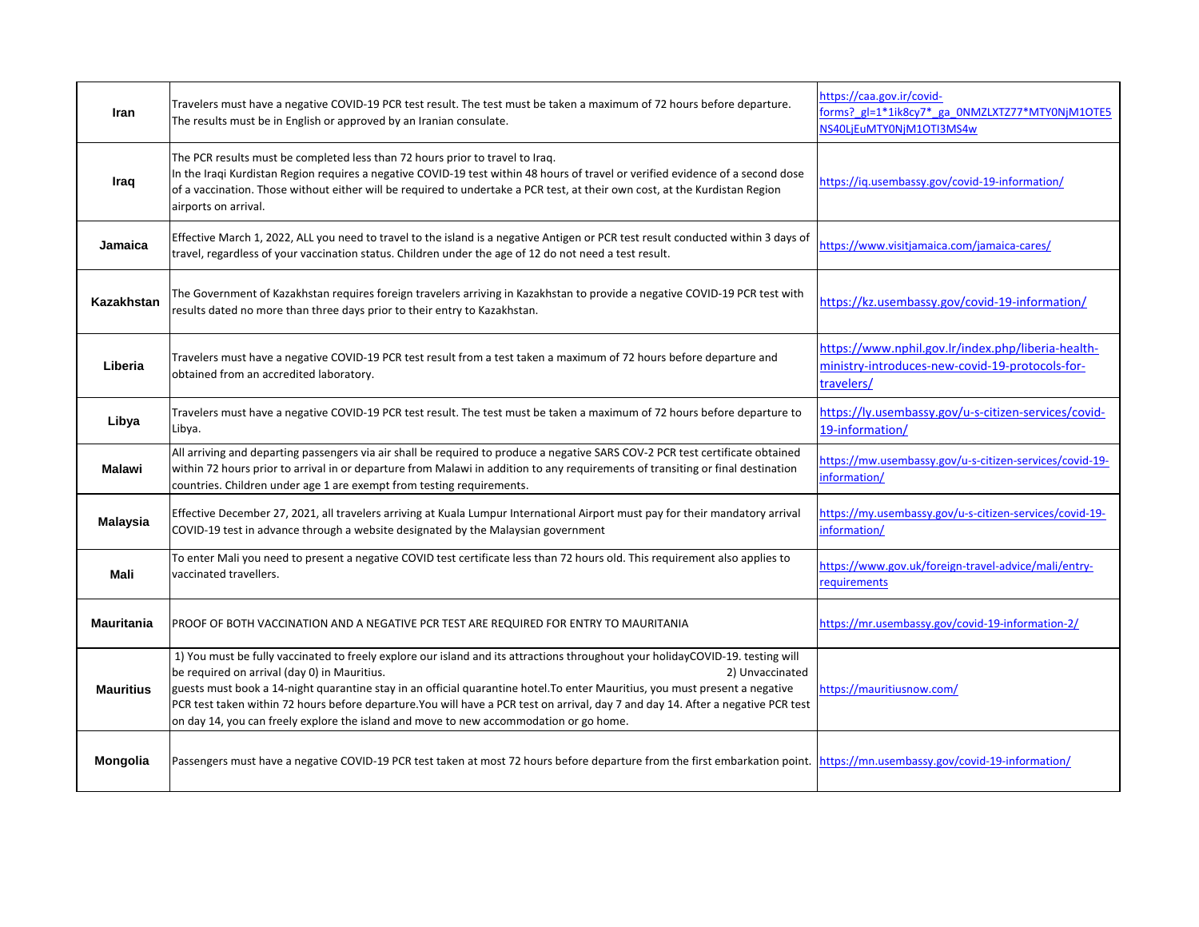| | | |
|---|---|---|
| **Iran** | Travelers must have a negative COVID-19 PCR test result. The test must be taken a maximum of 72 hours before departure. The results must be in English or approved by an Iranian consulate. | https://caa.gov.ir/covid-forms?_gl=1*1ik8cy7*_ga_0NMZLXTZ77*MTY0NjM1OTE5NS40LjEuMTY0NjM1OTI3MS4w |
| **Iraq** | The PCR results must be completed less than 72 hours prior to travel to Iraq.<br>In the Iraqi Kurdistan Region requires a negative COVID-19 test within 48 hours of travel or verified evidence of a second dose of a vaccination. Those without either will be required to undertake a PCR test, at their own cost, at the Kurdistan Region airports on arrival. | https://iq.usembassy.gov/covid-19-information/ |
| **Jamaica** | Effective March 1, 2022, ALL you need to travel to the island is a negative Antigen or PCR test result conducted within 3 days of travel, regardless of your vaccination status. Children under the age of 12 do not need a test result. | https://www.visitjamaica.com/jamaica-cares/ |
| **Kazakhstan** | The Government of Kazakhstan requires foreign travelers arriving in Kazakhstan to provide a negative COVID-19 PCR test with results dated no more than three days prior to their entry to Kazakhstan. | https://kz.usembassy.gov/covid-19-information/ |
| **Liberia** | Travelers must have a negative COVID-19 PCR test result from a test taken a maximum of 72 hours before departure and obtained from an accredited laboratory. | https://www.nphil.gov.lr/index.php/liberia-health-ministry-introduces-new-covid-19-protocols-for-travelers/ |
| **Libya** | Travelers must have a negative COVID-19 PCR test result. The test must be taken a maximum of 72 hours before departure to Libya. | https://ly.usembassy.gov/u-s-citizen-services/covid-19-information/ |
| **Malawi** | All arriving and departing passengers via air shall be required to produce a negative SARS COV-2 PCR test certificate obtained within 72 hours prior to arrival in or departure from Malawi in addition to any requirements of transiting or final destination countries. Children under age 1 are exempt from testing requirements. | https://mw.usembassy.gov/u-s-citizen-services/covid-19-information/ |
| **Malaysia** | Effective December 27, 2021, all travelers arriving at Kuala Lumpur International Airport must pay for their mandatory arrival COVID-19 test in advance through a website designated by the Malaysian government | https://my.usembassy.gov/u-s-citizen-services/covid-19-information/ |
| **Mali** | To enter Mali you need to present a negative COVID test certificate less than 72 hours old. This requirement also applies to vaccinated travellers. | https://www.gov.uk/foreign-travel-advice/mali/entry-requirements |
| **Mauritania** | PROOF OF BOTH VACCINATION AND A NEGATIVE PCR TEST ARE REQUIRED FOR ENTRY TO MAURITANIA | https://mr.usembassy.gov/covid-19-information-2/ |
| **Mauritius** | 1) You must be fully vaccinated to freely explore our island and its attractions throughout your holidayCOVID-19. testing will be required on arrival (day 0) in Mauritius. 2) Unvaccinated guests must book a 14-night quarantine stay in an official quarantine hotel.To enter Mauritius, you must present a negative PCR test taken within 72 hours before departure.You will have a PCR test on arrival, day 7 and day 14. After a negative PCR test on day 14, you can freely explore the island and move to new accommodation or go home. | https://mauritiusnow.com/ |
| **Mongolia** | Passengers must have a negative COVID-19 PCR test taken at most 72 hours before departure from the first embarkation point. | https://mn.usembassy.gov/covid-19-information/ |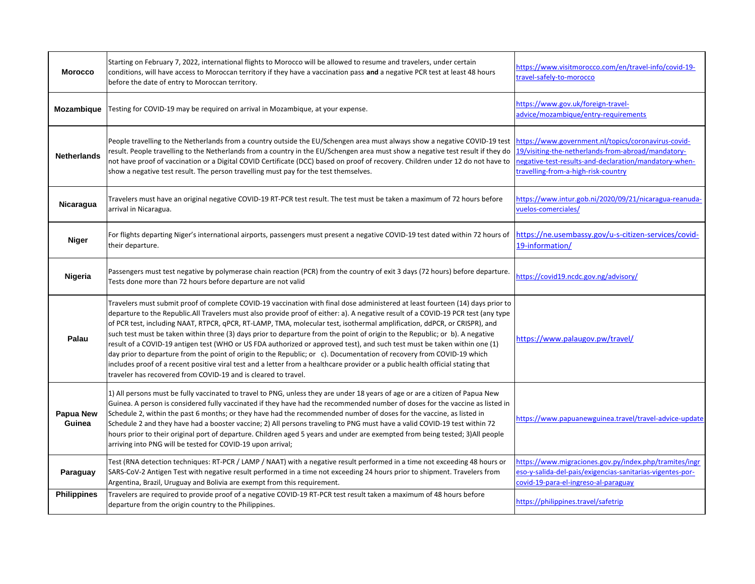| | | |
|---|---|---|
| **Morocco** | Starting on February 7, 2022, international flights to Morocco will be allowed to resume and travelers, under certain conditions, will have access to Moroccan territory if they have a vaccination pass **and** a negative PCR test at least 48 hours before the date of entry to Moroccan territory. | https://www.visitmorocco.com/en/travel-info/covid-19-travel-safely-to-morocco |
| **Mozambique** | Testing for COVID-19 may be required on arrival in Mozambique, at your expense. | https://www.gov.uk/foreign-travel-advice/mozambique/entry-requirements |
| **Netherlands** | People travelling to the Netherlands from a country outside the EU/Schengen area must always show a negative COVID-19 test result. People travelling to the Netherlands from a country in the EU/Schengen area must show a negative test result if they do not have proof of vaccination or a Digital COVID Certificate (DCC) based on proof of recovery. Children under 12 do not have to show a negative test result. The person travelling must pay for the test themselves. | https://www.government.nl/topics/coronavirus-covid-19/visiting-the-netherlands-from-abroad/mandatory-negative-test-results-and-declaration/mandatory-when-travelling-from-a-high-risk-country |
| **Nicaragua** | Travelers must have an original negative COVID-19 RT-PCR test result. The test must be taken a maximum of 72 hours before arrival in Nicaragua. | https://www.intur.gob.ni/2020/09/21/nicaragua-reanuda-vuelos-comerciales/ |
| **Niger** | For flights departing Niger's international airports, passengers must present a negative COVID-19 test dated within 72 hours of their departure. | https://ne.usembassy.gov/u-s-citizen-services/covid-19-information/ |
| **Nigeria** | Passengers must test negative by polymerase chain reaction (PCR) from the country of exit 3 days (72 hours) before departure. Tests done more than 72 hours before departure are not valid | https://covid19.ncdc.gov.ng/advisory/ |
| **Palau** | Travelers must submit proof of complete COVID-19 vaccination with final dose administered at least fourteen (14) days prior to departure to the Republic.All Travelers must also provide proof of either: a). A negative result of a COVID-19 PCR test (any type of PCR test, including NAAT, RTPCR, qPCR, RT-LAMP, TMA, molecular test, isothermal amplification, ddPCR, or CRISPR), and such test must be taken within three (3) days prior to departure from the point of origin to the Republic; or b). A negative result of a COVID-19 antigen test (WHO or US FDA authorized or approved test), and such test must be taken within one (1) day prior to departure from the point of origin to the Republic; or c). Documentation of recovery from COVID-19 which includes proof of a recent positive viral test and a letter from a healthcare provider or a public health official stating that traveler has recovered from COVID-19 and is cleared to travel. | https://www.palaugov.pw/travel/ |
| **Papua New Guinea** | 1) All persons must be fully vaccinated to travel to PNG, unless they are under 18 years of age or are a citizen of Papua New Guinea. A person is considered fully vaccinated if they have had the recommended number of doses for the vaccine as listed in Schedule 2, within the past 6 months; or they have had the recommended number of doses for the vaccine, as listed in Schedule 2 and they have had a booster vaccine; 2) All persons traveling to PNG must have a valid COVID-19 test within 72 hours prior to their original port of departure. Children aged 5 years and under are exempted from being tested; 3)All people arriving into PNG will be tested for COVID-19 upon arrival; | https://www.papuanewguinea.travel/travel-advice-update |
| **Paraguay** | Test (RNA detection techniques: RT-PCR / LAMP / NAAT) with a negative result performed in a time not exceeding 48 hours or SARS-CoV-2 Antigen Test with negative result performed in a time not exceeding 24 hours prior to shipment. Travelers from Argentina, Brazil, Uruguay and Bolivia are exempt from this requirement. | https://www.migraciones.gov.py/index.php/tramites/ingreso-y-salida-del-pais/exigencias-sanitarias-vigentes-por-covid-19-para-el-ingreso-al-paraguay |
| **Philippines** | Travelers are required to provide proof of a negative COVID-19 RT-PCR test result taken a maximum of 48 hours before departure from the origin country to the Philippines. | https://philippines.travel/safetrip |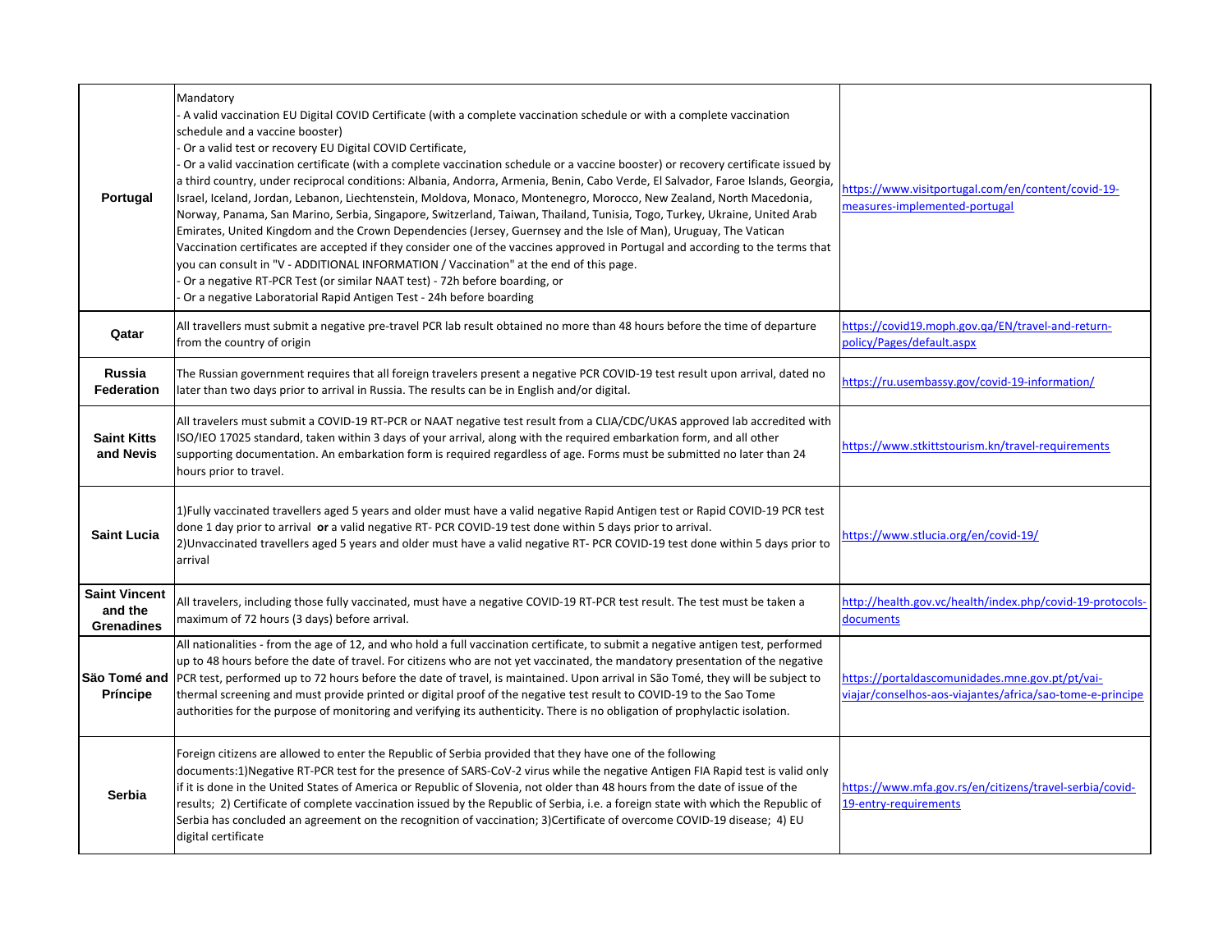| | | |
|---|---|---|
| **Portugal** | Mandatory<br>- A valid vaccination EU Digital COVID Certificate (with a complete vaccination schedule or with a complete vaccination schedule and a vaccine booster)<br>- Or a valid test or recovery EU Digital COVID Certificate,<br>- Or a valid vaccination certificate (with a complete vaccination schedule or a vaccine booster) or recovery certificate issued by a third country, under reciprocal conditions: Albania, Andorra, Armenia, Benin, Cabo Verde, El Salvador, Faroe Islands, Georgia, Israel, Iceland, Jordan, Lebanon, Liechtenstein, Moldova, Monaco, Montenegro, Morocco, New Zealand, North Macedonia, Norway, Panama, San Marino, Serbia, Singapore, Switzerland, Taiwan, Thailand, Tunisia, Togo, Turkey, Ukraine, United Arab Emirates, United Kingdom and the Crown Dependencies (Jersey, Guernsey and the Isle of Man), Uruguay, The Vatican<br>Vaccination certificates are accepted if they consider one of the vaccines approved in Portugal and according to the terms that you can consult in "V - ADDITIONAL INFORMATION / Vaccination" at the end of this page.<br>- Or a negative RT-PCR Test (or similar NAAT test) - 72h before boarding, or<br>- Or a negative Laboratorial Rapid Antigen Test - 24h before boarding | https://www.visitportugal.com/en/content/covid-19-measures-implemented-portugal |
| **Qatar** | All travellers must submit a negative pre-travel PCR lab result obtained no more than 48 hours before the time of departure from the country of origin | https://covid19.moph.gov.qa/EN/travel-and-return-policy/Pages/default.aspx |
| **Russia Federation** | The Russian government requires that all foreign travelers present a negative PCR COVID-19 test result upon arrival, dated no later than two days prior to arrival in Russia. The results can be in English and/or digital. | https://ru.usembassy.gov/covid-19-information/ |
| **Saint Kitts and Nevis** | All travelers must submit a COVID-19 RT-PCR or NAAT negative test result from a CLIA/CDC/UKAS approved lab accredited with ISO/IEO 17025 standard, taken within 3 days of your arrival, along with the required embarkation form, and all other supporting documentation. An embarkation form is required regardless of age. Forms must be submitted no later than 24 hours prior to travel. | https://www.stkittstourism.kn/travel-requirements |
| **Saint Lucia** | 1)Fully vaccinated travellers aged 5 years and older must have a valid negative Rapid Antigen test or Rapid COVID-19 PCR test done 1 day prior to arrival **or** a valid negative RT- PCR COVID-19 test done within 5 days prior to arrival.<br>2)Unvaccinated travellers aged 5 years and older must have a valid negative RT- PCR COVID-19 test done within 5 days prior to arrival | https://www.stlucia.org/en/covid-19/ |
| **Saint Vincent and the Grenadines** | All travelers, including those fully vaccinated, must have a negative COVID-19 RT-PCR test result. The test must be taken a maximum of 72 hours (3 days) before arrival. | http://health.gov.vc/health/index.php/covid-19-protocols-documents |
| **Säo Tomé and Príncipe** | All nationalities - from the age of 12, and who hold a full vaccination certificate, to submit a negative antigen test, performed up to 48 hours before the date of travel. For citizens who are not yet vaccinated, the mandatory presentation of the negative PCR test, performed up to 72 hours before the date of travel, is maintained. Upon arrival in São Tomé, they will be subject to thermal screening and must provide printed or digital proof of the negative test result to COVID-19 to the Sao Tome authorities for the purpose of monitoring and verifying its authenticity. There is no obligation of prophylactic isolation. | https://portaldascomunidades.mne.gov.pt/pt/vai-viajar/conselhos-aos-viajantes/africa/sao-tome-e-principe |
| **Serbia** | Foreign citizens are allowed to enter the Republic of Serbia provided that they have one of the following documents:1)Negative RT-PCR test for the presence of SARS-CoV-2 virus while the negative Antigen FIA Rapid test is valid only if it is done in the United States of America or Republic of Slovenia, not older than 48 hours from the date of issue of the results; 2) Certificate of complete vaccination issued by the Republic of Serbia, i.e. a foreign state with which the Republic of Serbia has concluded an agreement on the recognition of vaccination; 3)Certificate of overcome COVID-19 disease; 4) EU digital certificate | https://www.mfa.gov.rs/en/citizens/travel-serbia/covid-19-entry-requirements |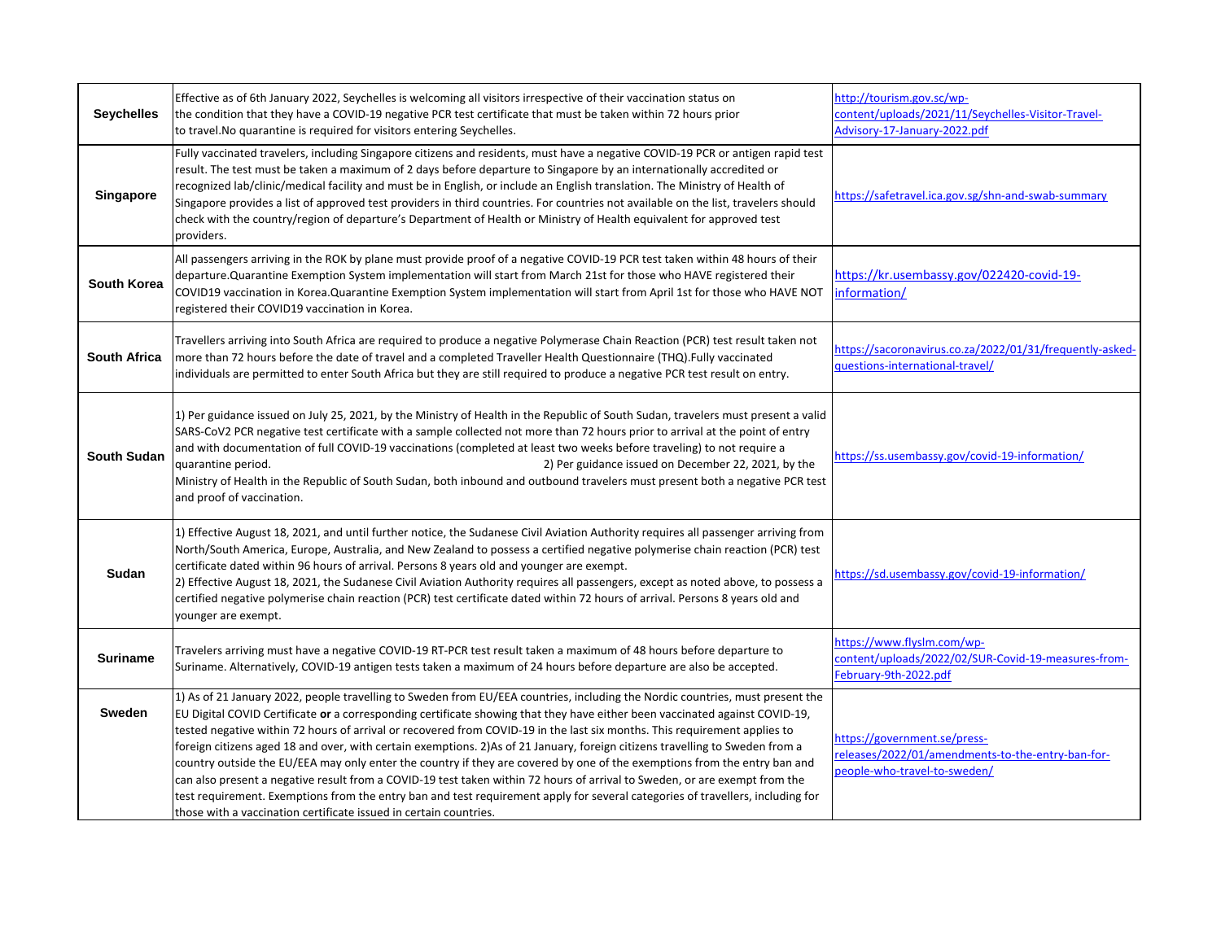| | | |
|---|---|---|
| **Seychelles** | Effective as of 6th January 2022, Seychelles is welcoming all visitors irrespective of their vaccination status on the condition that they have a COVID-19 negative PCR test certificate that must be taken within 72 hours prior to travel.No quarantine is required for visitors entering Seychelles. | http://tourism.gov.sc/wp-content/uploads/2021/11/Seychelles-Visitor-Travel-Advisory-17-January-2022.pdf |
| **Singapore** | Fully vaccinated travelers, including Singapore citizens and residents, must have a negative COVID-19 PCR or antigen rapid test result. The test must be taken a maximum of 2 days before departure to Singapore by an internationally accredited or recognized lab/clinic/medical facility and must be in English, or include an English translation. The Ministry of Health of Singapore provides a list of approved test providers in third countries. For countries not available on the list, travelers should check with the country/region of departure's Department of Health or Ministry of Health equivalent for approved test providers. | https://safetravel.ica.gov.sg/shn-and-swab-summary |
| **South Korea** | All passengers arriving in the ROK by plane must provide proof of a negative COVID-19 PCR test taken within 48 hours of their departure.Quarantine Exemption System implementation will start from March 21st for those who HAVE registered their COVID19 vaccination in Korea.Quarantine Exemption System implementation will start from April 1st for those who HAVE NOT registered their COVID19 vaccination in Korea. | https://kr.usembassy.gov/022420-covid-19-information/ |
| **South Africa** | Travellers arriving into South Africa are required to produce a negative Polymerase Chain Reaction (PCR) test result taken not more than 72 hours before the date of travel and a completed Traveller Health Questionnaire (THQ).Fully vaccinated individuals are permitted to enter South Africa but they are still required to produce a negative PCR test result on entry. | https://sacoronavirus.co.za/2022/01/31/frequently-asked-questions-international-travel/ |
| **South Sudan** | 1) Per guidance issued on July 25, 2021, by the Ministry of Health in the Republic of South Sudan, travelers must present a valid SARS-CoV2 PCR negative test certificate with a sample collected not more than 72 hours prior to arrival at the point of entry and with documentation of full COVID-19 vaccinations (completed at least two weeks before traveling) to not require a quarantine period. 2) Per guidance issued on December 22, 2021, by the Ministry of Health in the Republic of South Sudan, both inbound and outbound travelers must present both a negative PCR test and proof of vaccination. | https://ss.usembassy.gov/covid-19-information/ |
| **Sudan** | 1) Effective August 18, 2021, and until further notice, the Sudanese Civil Aviation Authority requires all passenger arriving from North/South America, Europe, Australia, and New Zealand to possess a certified negative polymerise chain reaction (PCR) test certificate dated within 96 hours of arrival. Persons 8 years old and younger are exempt. 2) Effective August 18, 2021, the Sudanese Civil Aviation Authority requires all passengers, except as noted above, to possess a certified negative polymerise chain reaction (PCR) test certificate dated within 72 hours of arrival. Persons 8 years old and younger are exempt. | https://sd.usembassy.gov/covid-19-information/ |
| **Suriname** | Travelers arriving must have a negative COVID-19 RT-PCR test result taken a maximum of 48 hours before departure to Suriname. Alternatively, COVID-19 antigen tests taken a maximum of 24 hours before departure are also be accepted. | https://www.flyslm.com/wp-content/uploads/2022/02/SUR-Covid-19-measures-from-February-9th-2022.pdf |
| **Sweden** | 1) As of 21 January 2022, people travelling to Sweden from EU/EEA countries, including the Nordic countries, must present the EU Digital COVID Certificate **or** a corresponding certificate showing that they have either been vaccinated against COVID-19, tested negative within 72 hours of arrival or recovered from COVID-19 in the last six months. This requirement applies to foreign citizens aged 18 and over, with certain exemptions. 2)As of 21 January, foreign citizens travelling to Sweden from a country outside the EU/EEA may only enter the country if they are covered by one of the exemptions from the entry ban and can also present a negative result from a COVID-19 test taken within 72 hours of arrival to Sweden, or are exempt from the test requirement. Exemptions from the entry ban and test requirement apply for several categories of travellers, including for those with a vaccination certificate issued in certain countries. | https://government.se/press-releases/2022/01/amendments-to-the-entry-ban-for-people-who-travel-to-sweden/ |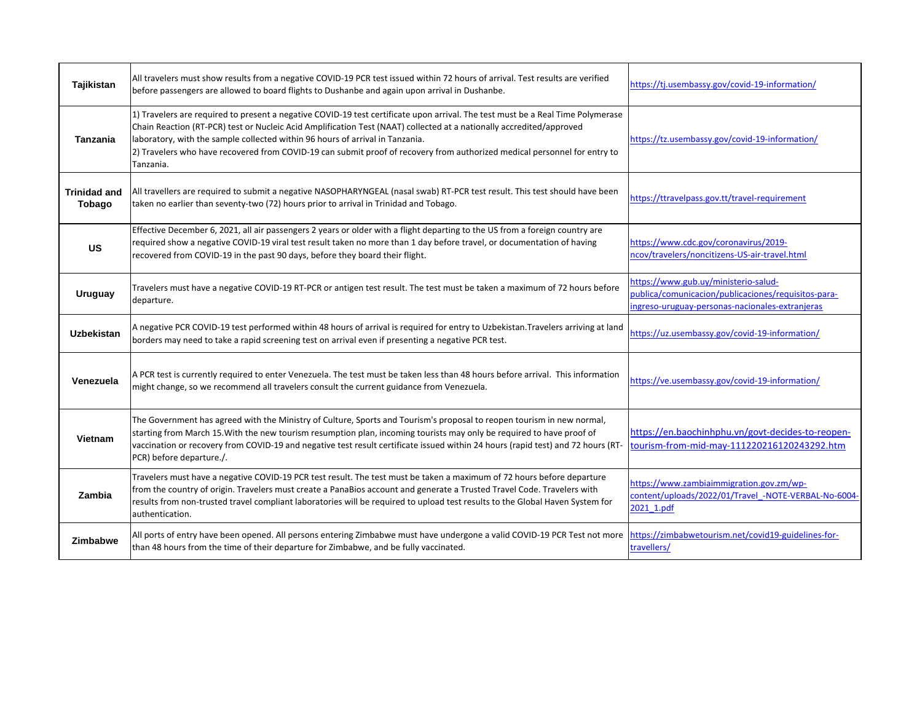| | | |
|---|---|---|
| **Tajikistan** | All travelers must show results from a negative COVID-19 PCR test issued within 72 hours of arrival. Test results are verified before passengers are allowed to board flights to Dushanbe and again upon arrival in Dushanbe. | https://tj.usembassy.gov/covid-19-information/ |
| **Tanzania** | 1) Travelers are required to present a negative COVID-19 test certificate upon arrival. The test must be a Real Time Polymerase Chain Reaction (RT-PCR) test or Nucleic Acid Amplification Test (NAAT) collected at a nationally accredited/approved laboratory, with the sample collected within 96 hours of arrival in Tanzania.<br>2) Travelers who have recovered from COVID-19 can submit proof of recovery from authorized medical personnel for entry to Tanzania. | https://tz.usembassy.gov/covid-19-information/ |
| **Trinidad and Tobago** | All travellers are required to submit a negative NASOPHARYNGEAL (nasal swab) RT-PCR test result. This test should have been taken no earlier than seventy-two (72) hours prior to arrival in Trinidad and Tobago. | https://ttravelpass.gov.tt/travel-requirement |
| **US** | Effective December 6, 2021, all air passengers 2 years or older with a flight departing to the US from a foreign country are required show a negative COVID-19 viral test result taken no more than 1 day before travel, or documentation of having recovered from COVID-19 in the past 90 days, before they board their flight. | https://www.cdc.gov/coronavirus/2019-ncov/travelers/noncitizens-US-air-travel.html |
| **Uruguay** | Travelers must have a negative COVID-19 RT-PCR or antigen test result. The test must be taken a maximum of 72 hours before departure. | https://www.gub.uy/ministerio-salud-publica/comunicacion/publicaciones/requisitos-para-ingreso-uruguay-personas-nacionales-extranjeras |
| **Uzbekistan** | A negative PCR COVID-19 test performed within 48 hours of arrival is required for entry to Uzbekistan.Travelers arriving at land borders may need to take a rapid screening test on arrival even if presenting a negative PCR test. | https://uz.usembassy.gov/covid-19-information/ |
| **Venezuela** | A PCR test is currently required to enter Venezuela. The test must be taken less than 48 hours before arrival. This information might change, so we recommend all travelers consult the current guidance from Venezuela. | https://ve.usembassy.gov/covid-19-information/ |
| **Vietnam** | The Government has agreed with the Ministry of Culture, Sports and Tourism's proposal to reopen tourism in new normal, starting from March 15.With the new tourism resumption plan, incoming tourists may only be required to have proof of vaccination or recovery from COVID-19 and negative test result certificate issued within 24 hours (rapid test) and 72 hours (RT-PCR) before departure./. | https://en.baochinhphu.vn/govt-decides-to-reopen-tourism-from-mid-may-111220216120243292.htm |
| **Zambia** | Travelers must have a negative COVID-19 PCR test result. The test must be taken a maximum of 72 hours before departure from the country of origin. Travelers must create a PanaBios account and generate a Trusted Travel Code. Travelers with results from non-trusted travel compliant laboratories will be required to upload test results to the Global Haven System for authentication. | https://www.zambiaimmigration.gov.zm/wp-content/uploads/2022/01/Travel_-NOTE-VERBAL-No-6004-2021_1.pdf |
| **Zimbabwe** | All ports of entry have been opened. All persons entering Zimbabwe must have undergone a valid COVID-19 PCR Test not more than 48 hours from the time of their departure for Zimbabwe, and be fully vaccinated. | https://zimbabwetourism.net/covid19-guidelines-for-travellers/ |